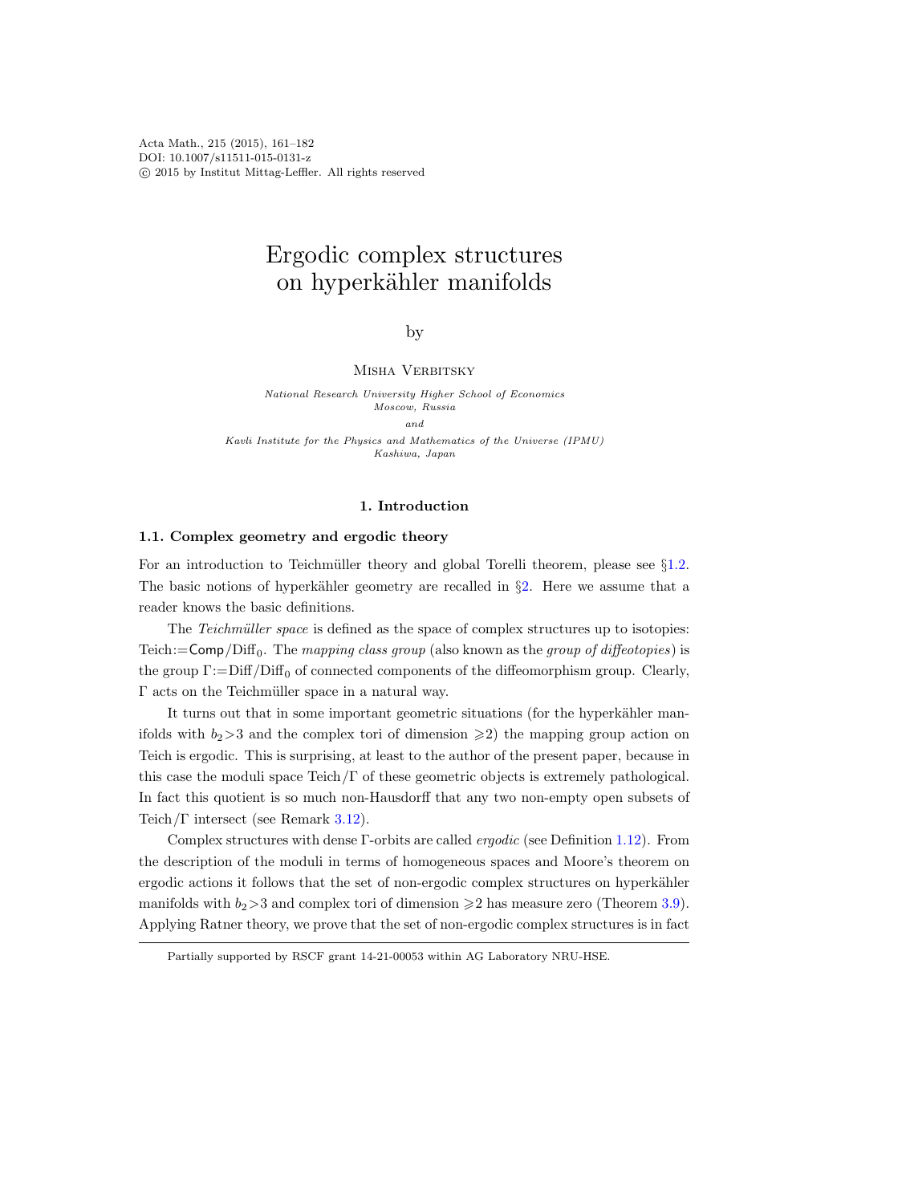# Ergodic complex structures on hyperkähler manifolds

by

Misha Verbitsky

*National Research University Higher School of Economics*
*Moscow, Russia*

*and*

*Kavli Institute for the Physics and Mathematics of the Universe (IPMU)*
*Kashiwa, Japan*

## 1. Introduction

### 1.1. Complex geometry and ergodic theory

For an introduction to Teichmüller theory and global Torelli theorem, please see §1.2. The basic notions of hyperkähler geometry are recalled in §2. Here we assume that a reader knows the basic definitions.

The *Teichmüller space* is defined as the space of complex structures up to isotopies: $\text{Teich}:=\mathsf{Comp}/\text{Diff}_0$. The *mapping class group* (also known as the *group of diffeotopies*) is the group $\Gamma:=\text{Diff}/\text{Diff}_0$ of connected components of the diffeomorphism group. Clearly, $\Gamma$ acts on the Teichmüller space in a natural way.

It turns out that in some important geometric situations (for the hyperkähler manifolds with $b_2>3$ and the complex tori of dimension $\geqslant 2$) the mapping group action on Teich is ergodic. This is surprising, at least to the author of the present paper, because in this case the moduli space $\text{Teich}/\Gamma$ of these geometric objects is extremely pathological. In fact this quotient is so much non-Hausdorff that any two non-empty open subsets of $\text{Teich}/\Gamma$ intersect (see Remark 3.12).

Complex structures with dense $\Gamma$-orbits are called *ergodic* (see Definition 1.12). From the description of the moduli in terms of homogeneous spaces and Moore's theorem on ergodic actions it follows that the set of non-ergodic complex structures on hyperkähler manifolds with $b_2>3$ and complex tori of dimension $\geqslant 2$ has measure zero (Theorem 3.9). Applying Ratner theory, we prove that the set of non-ergodic complex structures is in fact

Partially supported by RSCF grant 14-21-00053 within AG Laboratory NRU-HSE.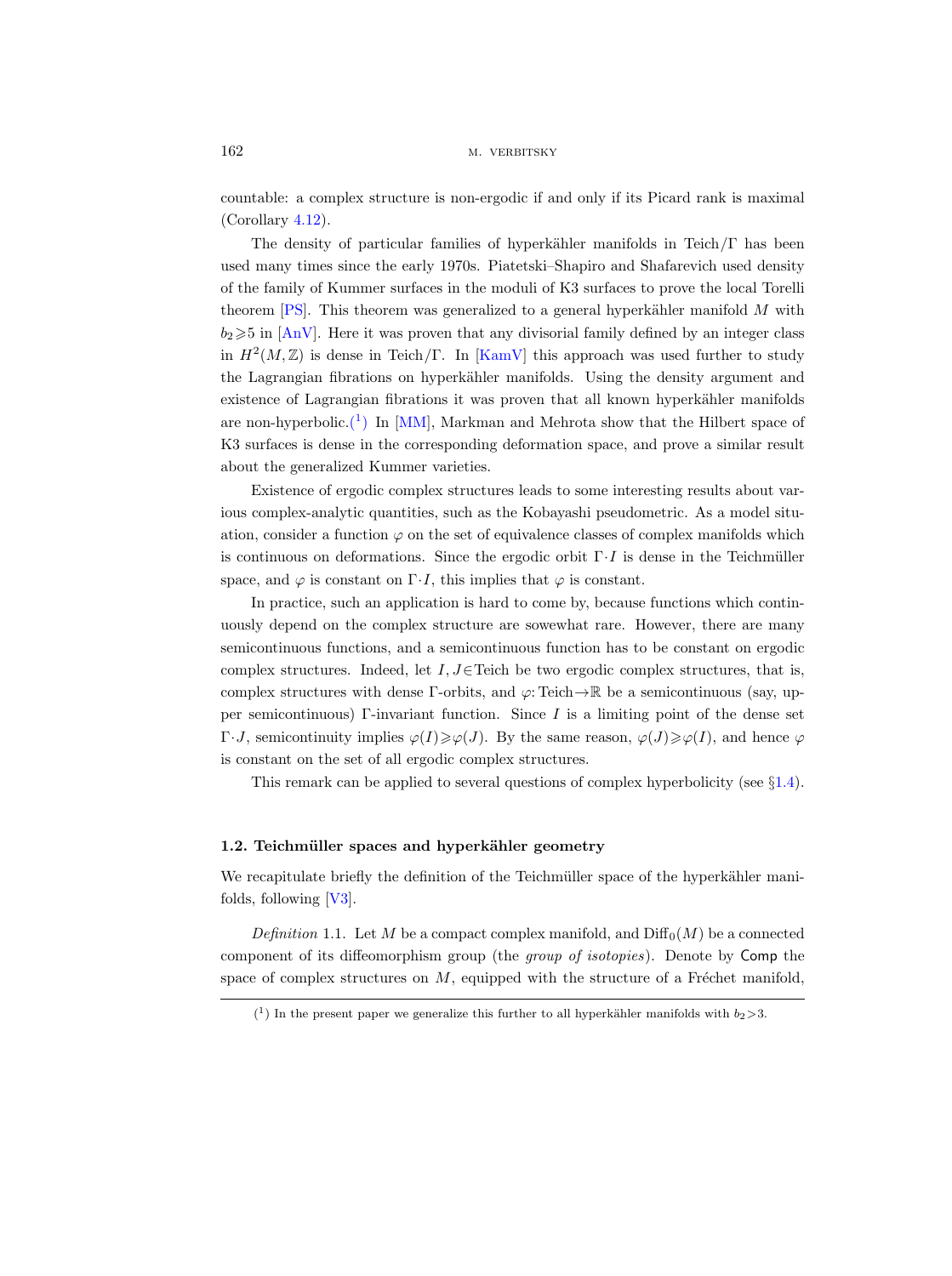countable: a complex structure is non-ergodic if and only if its Picard rank is maximal (Corollary 4.12).

The density of particular families of hyperkähler manifolds in $\mathrm{Teich}/\Gamma$ has been used many times since the early 1970s. Piatetski–Shapiro and Shafarevich used density of the family of Kummer surfaces in the moduli of K3 surfaces to prove the local Torelli theorem [PS]. This theorem was generalized to a general hyperkähler manifold $M$ with $b_2 \geqslant 5$ in [AnV]. Here it was proven that any divisorial family defined by an integer class in $H^2(M, \mathbb{Z})$ is dense in $\mathrm{Teich}/\Gamma$. In [KamV] this approach was used further to study the Lagrangian fibrations on hyperkähler manifolds. Using the density argument and existence of Lagrangian fibrations it was proven that all known hyperkähler manifolds are non-hyperbolic.[1] In [MM], Markman and Mehrota show that the Hilbert space of K3 surfaces is dense in the corresponding deformation space, and prove a similar result about the generalized Kummer varieties.

Existence of ergodic complex structures leads to some interesting results about various complex-analytic quantities, such as the Kobayashi pseudometric. As a model situation, consider a function $\varphi$ on the set of equivalence classes of complex manifolds which is continuous on deformations. Since the ergodic orbit $\Gamma \cdot I$ is dense in the Teichmüller space, and $\varphi$ is constant on $\Gamma \cdot I$, this implies that $\varphi$ is constant.

In practice, such an application is hard to come by, because functions which continuously depend on the complex structure are sowewhat rare. However, there are many semicontinuous functions, and a semicontinuous function has to be constant on ergodic complex structures. Indeed, let $I, J \in \mathrm{Teich}$ be two ergodic complex structures, that is, complex structures with dense $\Gamma$-orbits, and $\varphi: \mathrm{Teich} \to \mathbb{R}$ be a semicontinuous (say, upper semicontinuous) $\Gamma$-invariant function. Since $I$ is a limiting point of the dense set $\Gamma \cdot J$, semicontinuity implies $\varphi(I) \geqslant \varphi(J)$. By the same reason, $\varphi(J) \geqslant \varphi(I)$, and hence $\varphi$ is constant on the set of all ergodic complex structures.

This remark can be applied to several questions of complex hyperbolicity (see §1.4).

### 1.2. Teichmüller spaces and hyperkähler geometry

We recapitulate briefly the definition of the Teichmüller space of the hyperkähler manifolds, following [V3].

*Definition* 1.1. Let $M$ be a compact complex manifold, and $\mathrm{Diff}_0(M)$ be a connected component of its diffeomorphism group (the *group of isotopies*). Denote by $\mathsf{Comp}$ the space of complex structures on $M$, equipped with the structure of a Fréchet manifold,

---

[1] In the present paper we generalize this further to all hyperkähler manifolds with $b_2 > 3$.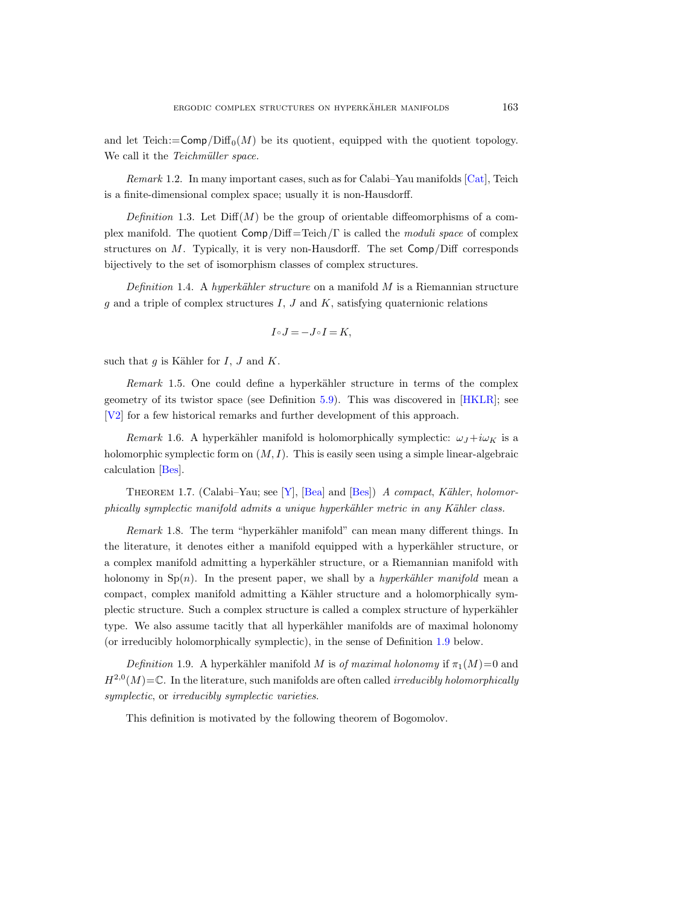and let Teich$:=\mathsf{Comp}/\mathrm{Diff}_0(M)$ be its quotient, equipped with the quotient topology. We call it the *Teichmüller space*.

*Remark* 1.2. In many important cases, such as for Calabi–Yau manifolds [Cat], Teich is a finite-dimensional complex space; usually it is non-Hausdorff.

*Definition* 1.3. Let $\mathrm{Diff}(M)$ be the group of orientable diffeomorphisms of a complex manifold. The quotient $\mathsf{Comp}/\mathrm{Diff}=\mathrm{Teich}/\Gamma$ is called the *moduli space* of complex structures on $M$. Typically, it is very non-Hausdorff. The set $\mathsf{Comp}/\mathrm{Diff}$ corresponds bijectively to the set of isomorphism classes of complex structures.

*Definition* 1.4. A *hyperkähler structure* on a manifold $M$ is a Riemannian structure $g$ and a triple of complex structures $I$, $J$ and $K$, satisfying quaternionic relations

$$I\circ J=-J\circ I=K,$$

such that $g$ is Kähler for $I$, $J$ and $K$.

*Remark* 1.5. One could define a hyperkähler structure in terms of the complex geometry of its twistor space (see Definition 5.9). This was discovered in [HKLR]; see [V2] for a few historical remarks and further development of this approach.

*Remark* 1.6. A hyperkähler manifold is holomorphically symplectic: $\omega_J+i\omega_K$ is a holomorphic symplectic form on $(M,I)$. This is easily seen using a simple linear-algebraic calculation [Bes].

Theorem 1.7. (Calabi–Yau; see [Y], [Bea] and [Bes]) *A compact, Kähler, holomorphically symplectic manifold admits a unique hyperkähler metric in any Kähler class.*

*Remark* 1.8. The term "hyperkähler manifold" can mean many different things. In the literature, it denotes either a manifold equipped with a hyperkähler structure, or a complex manifold admitting a hyperkähler structure, or a Riemannian manifold with holonomy in $\mathrm{Sp}(n)$. In the present paper, we shall by a *hyperkähler manifold* mean a compact, complex manifold admitting a Kähler structure and a holomorphically symplectic structure. Such a complex structure is called a complex structure of hyperkähler type. We also assume tacitly that all hyperkähler manifolds are of maximal holonomy (or irreducibly holomorphically symplectic), in the sense of Definition 1.9 below.

*Definition* 1.9. A hyperkähler manifold $M$ is *of maximal holonomy* if $\pi_1(M)=0$ and $H^{2,0}(M)=\mathbb{C}$. In the literature, such manifolds are often called *irreducibly holomorphically symplectic*, or *irreducibly symplectic varieties*.

This definition is motivated by the following theorem of Bogomolov.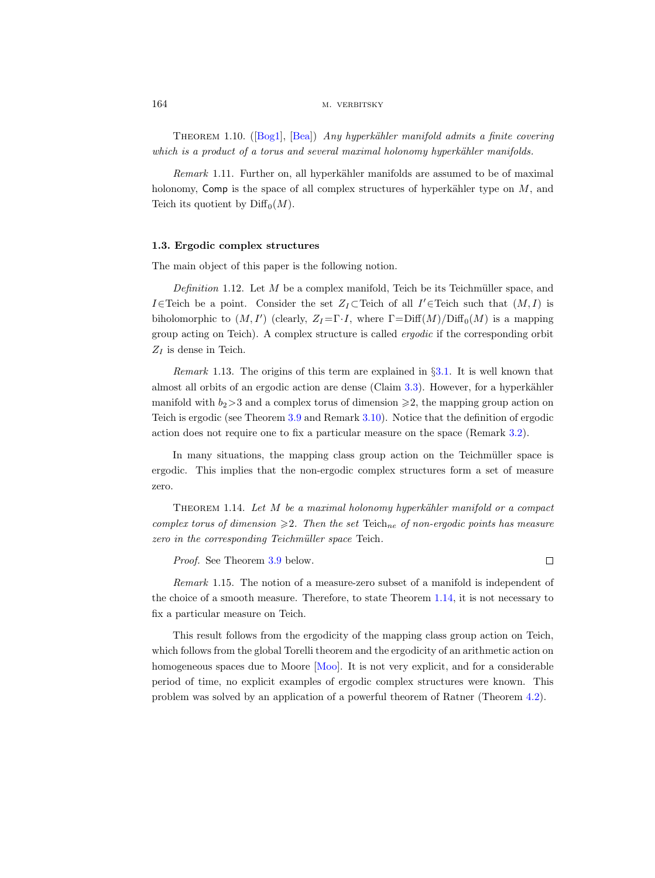Theorem 1.10. ([Bog1], [Bea]) *Any hyperkähler manifold admits a finite covering which is a product of a torus and several maximal holonomy hyperkähler manifolds.*

*Remark* 1.11. Further on, all hyperkähler manifolds are assumed to be of maximal holonomy, $\mathsf{Comp}$ is the space of all complex structures of hyperkähler type on $M$, and Teich its quotient by $\mathrm{Diff}_0(M)$.

### 1.3. Ergodic complex structures

The main object of this paper is the following notion.

*Definition* 1.12. Let $M$ be a complex manifold, Teich be its Teichmüller space, and $I\in\text{Teich}$ be a point. Consider the set $Z_I\subset\text{Teich}$ of all $I'\in\text{Teich}$ such that $(M,I)$ is biholomorphic to $(M,I')$ (clearly, $Z_I=\Gamma\cdot I$, where $\Gamma=\mathrm{Diff}(M)/\mathrm{Diff}_0(M)$ is a mapping group acting on Teich). A complex structure is called *ergodic* if the corresponding orbit $Z_I$ is dense in Teich.

*Remark* 1.13. The origins of this term are explained in §3.1. It is well known that almost all orbits of an ergodic action are dense (Claim 3.3). However, for a hyperkähler manifold with $b_2>3$ and a complex torus of dimension $\geqslant 2$, the mapping group action on Teich is ergodic (see Theorem 3.9 and Remark 3.10). Notice that the definition of ergodic action does not require one to fix a particular measure on the space (Remark 3.2).

In many situations, the mapping class group action on the Teichmüller space is ergodic. This implies that the non-ergodic complex structures form a set of measure zero.

Theorem 1.14. *Let $M$ be a maximal holonomy hyperkähler manifold or a compact complex torus of dimension $\geqslant 2$. Then the set $\text{Teich}_{ne}$ of non-ergodic points has measure zero in the corresponding Teichmüller space* Teich.

*Proof.* See Theorem 3.9 below. □

*Remark* 1.15. The notion of a measure-zero subset of a manifold is independent of the choice of a smooth measure. Therefore, to state Theorem 1.14, it is not necessary to fix a particular measure on Teich.

This result follows from the ergodicity of the mapping class group action on Teich, which follows from the global Torelli theorem and the ergodicity of an arithmetic action on homogeneous spaces due to Moore [Moo]. It is not very explicit, and for a considerable period of time, no explicit examples of ergodic complex structures were known. This problem was solved by an application of a powerful theorem of Ratner (Theorem 4.2).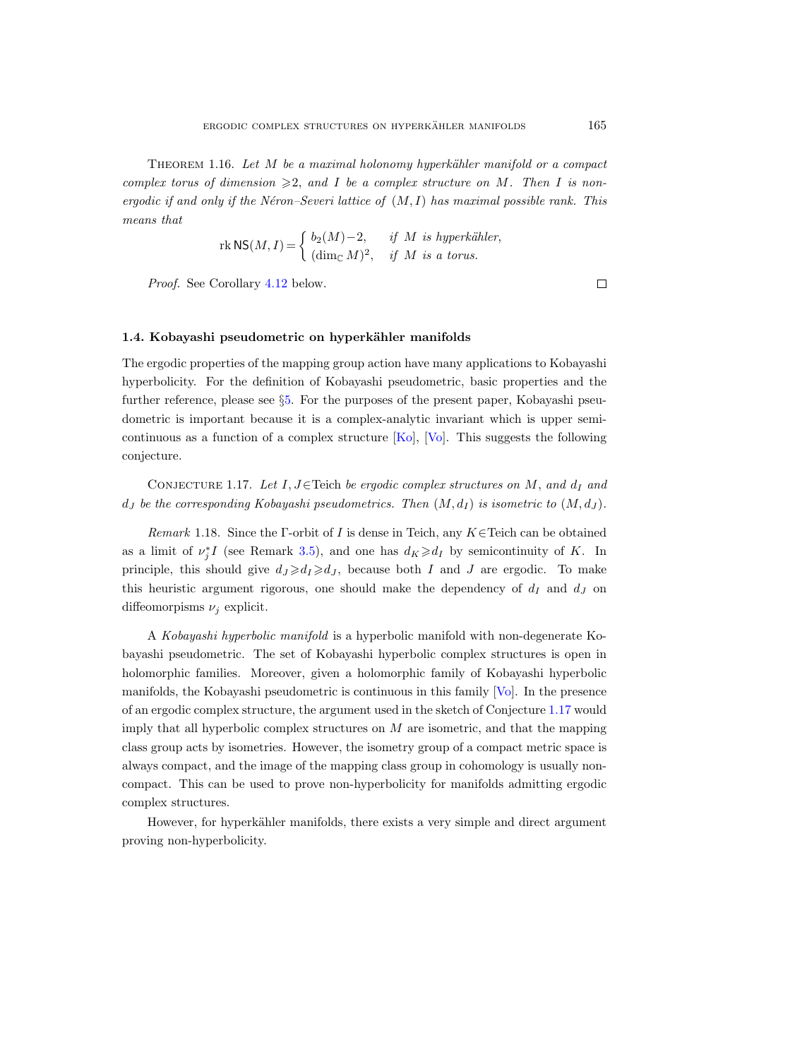Theorem 1.16. *Let $M$ be a maximal holonomy hyperkähler manifold or a compact complex torus of dimension $\geqslant 2$, and $I$ be a complex structure on $M$. Then $I$ is non-ergodic if and only if the Néron–Severi lattice of $(M,I)$ has maximal possible rank. This means that*

$$\operatorname{rk} \mathsf{NS}(M,I) = \begin{cases} b_2(M)-2, & \text{if } M \text{ is hyperkähler,} \\ (\dim_{\mathbb{C}} M)^2, & \text{if } M \text{ is a torus.} \end{cases}$$

*Proof.* See Corollary 4.12 below. □

### 1.4. Kobayashi pseudometric on hyperkähler manifolds

The ergodic properties of the mapping group action have many applications to Kobayashi hyperbolicity. For the definition of Kobayashi pseudometric, basic properties and the further reference, please see §5. For the purposes of the present paper, Kobayashi pseudometric is important because it is a complex-analytic invariant which is upper semi-continuous as a function of a complex structure [Ko], [Vo]. This suggests the following conjecture.

Conjecture 1.17. *Let $I, J \in \operatorname{Teich}$ be ergodic complex structures on $M$, and $d_I$ and $d_J$ be the corresponding Kobayashi pseudometrics. Then $(M, d_I)$ is isometric to $(M, d_J)$.*

*Remark* 1.18. Since the $\Gamma$-orbit of $I$ is dense in Teich, any $K \in \operatorname{Teich}$ can be obtained as a limit of $\nu_j^* I$ (see Remark 3.5), and one has $d_K \geqslant d_I$ by semicontinuity of $K$. In principle, this should give $d_J \geqslant d_I \geqslant d_J$, because both $I$ and $J$ are ergodic. To make this heuristic argument rigorous, one should make the dependency of $d_I$ and $d_J$ on diffeomorpisms $\nu_j$ explicit.

A *Kobayashi hyperbolic manifold* is a hyperbolic manifold with non-degenerate Kobayashi pseudometric. The set of Kobayashi hyperbolic complex structures is open in holomorphic families. Moreover, given a holomorphic family of Kobayashi hyperbolic manifolds, the Kobayashi pseudometric is continuous in this family [Vo]. In the presence of an ergodic complex structure, the argument used in the sketch of Conjecture 1.17 would imply that all hyperbolic complex structures on $M$ are isometric, and that the mapping class group acts by isometries. However, the isometry group of a compact metric space is always compact, and the image of the mapping class group in cohomology is usually non-compact. This can be used to prove non-hyperbolicity for manifolds admitting ergodic complex structures.

However, for hyperkähler manifolds, there exists a very simple and direct argument proving non-hyperbolicity.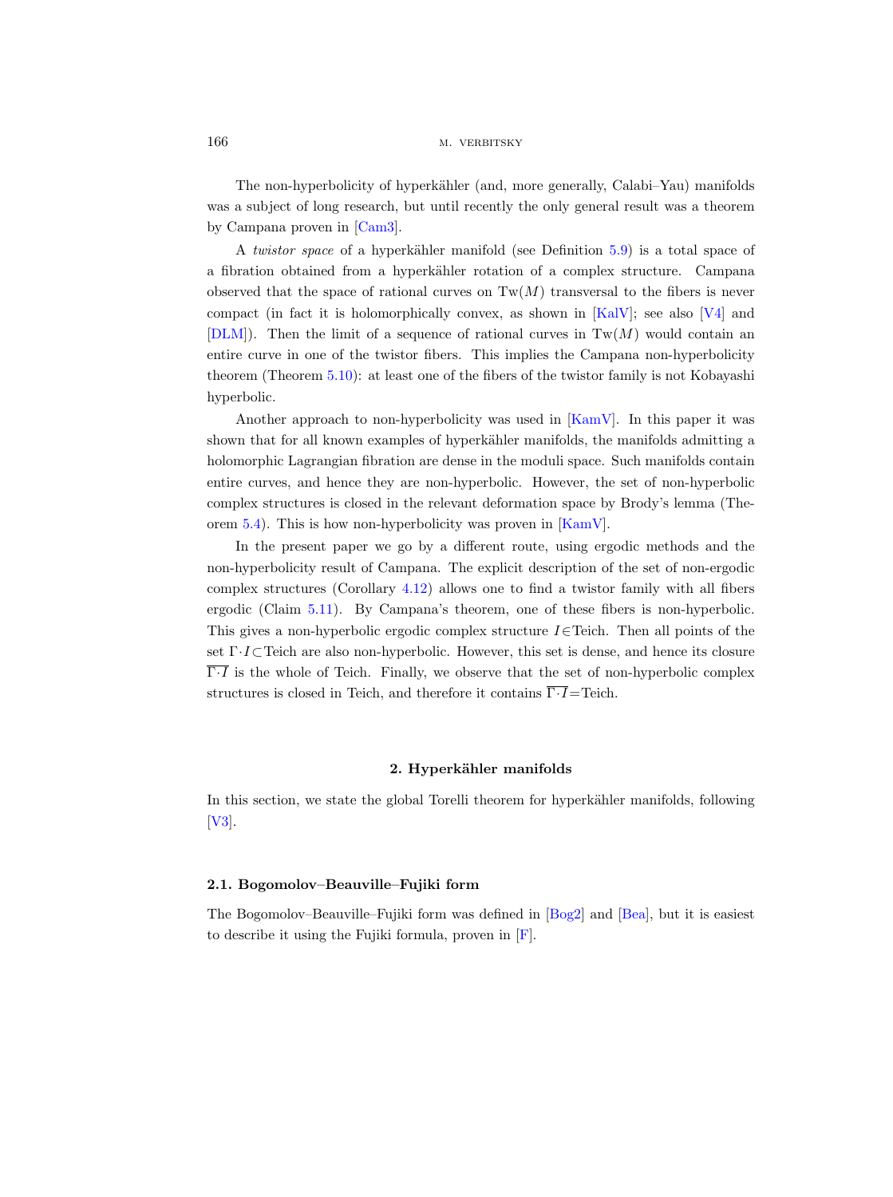The non-hyperbolicity of hyperkähler (and, more generally, Calabi–Yau) manifolds was a subject of long research, but until recently the only general result was a theorem by Campana proven in [Cam3].

A *twistor space* of a hyperkähler manifold (see Definition 5.9) is a total space of a fibration obtained from a hyperkähler rotation of a complex structure. Campana observed that the space of rational curves on $\mathrm{Tw}(M)$ transversal to the fibers is never compact (in fact it is holomorphically convex, as shown in [KalV]; see also [V4] and [DLM]). Then the limit of a sequence of rational curves in $\mathrm{Tw}(M)$ would contain an entire curve in one of the twistor fibers. This implies the Campana non-hyperbolicity theorem (Theorem 5.10): at least one of the fibers of the twistor family is not Kobayashi hyperbolic.

Another approach to non-hyperbolicity was used in [KamV]. In this paper it was shown that for all known examples of hyperkähler manifolds, the manifolds admitting a holomorphic Lagrangian fibration are dense in the moduli space. Such manifolds contain entire curves, and hence they are non-hyperbolic. However, the set of non-hyperbolic complex structures is closed in the relevant deformation space by Brody's lemma (Theorem 5.4). This is how non-hyperbolicity was proven in [KamV].

In the present paper we go by a different route, using ergodic methods and the non-hyperbolicity result of Campana. The explicit description of the set of non-ergodic complex structures (Corollary 4.12) allows one to find a twistor family with all fibers ergodic (Claim 5.11). By Campana's theorem, one of these fibers is non-hyperbolic. This gives a non-hyperbolic ergodic complex structure $I\in\mathrm{Teich}$. Then all points of the set $\Gamma\cdot I\subset\mathrm{Teich}$ are also non-hyperbolic. However, this set is dense, and hence its closure $\overline{\Gamma\cdot I}$ is the whole of Teich. Finally, we observe that the set of non-hyperbolic complex structures is closed in Teich, and therefore it contains $\overline{\Gamma\cdot I}=\mathrm{Teich}$.

## 2. Hyperkähler manifolds

In this section, we state the global Torelli theorem for hyperkähler manifolds, following [V3].

### 2.1. Bogomolov–Beauville–Fujiki form

The Bogomolov–Beauville–Fujiki form was defined in [Bog2] and [Bea], but it is easiest to describe it using the Fujiki formula, proven in [F].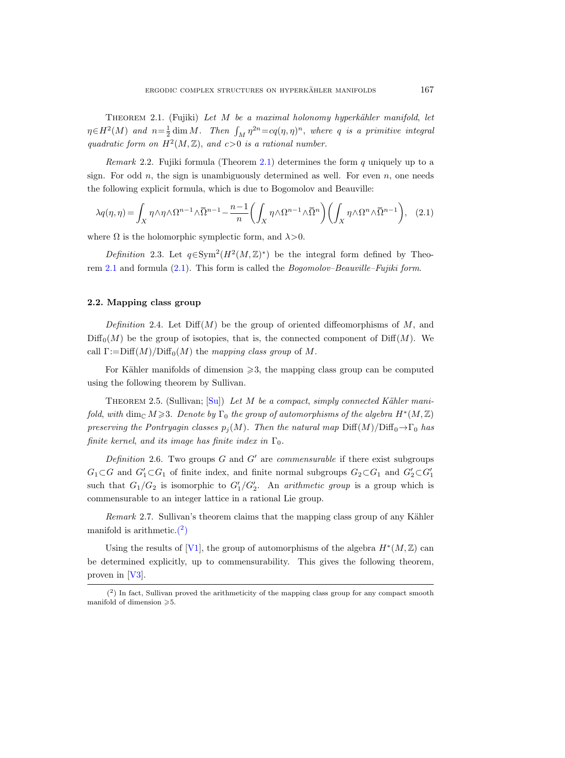Theorem 2.1. (Fujiki) *Let $M$ be a maximal holonomy hyperkähler manifold, let $\eta\in H^2(M)$ and $n=\frac{1}{2}\dim M$. Then $\int_M \eta^{2n}=cq(\eta,\eta)^n$, where $q$ is a primitive integral quadratic form on $H^2(M,\mathbb{Z})$, and $c>0$ is a rational number.*

*Remark* 2.2. Fujiki formula (Theorem 2.1) determines the form $q$ uniquely up to a sign. For odd $n$, the sign is unambiguously determined as well. For even $n$, one needs the following explicit formula, which is due to Bogomolov and Beauville:

$$\lambda q(\eta,\eta)=\int_X \eta\wedge\eta\wedge\Omega^{n-1}\wedge\overline{\Omega}^{n-1}-\frac{n-1}{n}\left(\int_X \eta\wedge\Omega^{n-1}\wedge\overline{\Omega}^{n}\right)\left(\int_X \eta\wedge\Omega^{n}\wedge\overline{\Omega}^{n-1}\right), \quad (2.1)$$

where $\Omega$ is the holomorphic symplectic form, and $\lambda>0$.

*Definition* 2.3. Let $q\in\operatorname{Sym}^2(H^2(M,\mathbb{Z})^*)$ be the integral form defined by Theorem 2.1 and formula (2.1). This form is called the *Bogomolov–Beauville–Fujiki form*.

### 2.2. Mapping class group

*Definition* 2.4. Let $\operatorname{Diff}(M)$ be the group of oriented diffeomorphisms of $M$, and $\operatorname{Diff}_0(M)$ be the group of isotopies, that is, the connected component of $\operatorname{Diff}(M)$. We call $\Gamma:=\operatorname{Diff}(M)/\operatorname{Diff}_0(M)$ the *mapping class group* of $M$.

For Kähler manifolds of dimension $\geqslant 3$, the mapping class group can be computed using the following theorem by Sullivan.

Theorem 2.5. (Sullivan; [Su]) *Let $M$ be a compact, simply connected Kähler manifold, with $\dim_{\mathbb{C}} M\geqslant 3$. Denote by $\Gamma_0$ the group of automorphisms of the algebra $H^*(M,\mathbb{Z})$ preserving the Pontryagin classes $p_j(M)$. Then the natural map $\operatorname{Diff}(M)/\operatorname{Diff}_0\to\Gamma_0$ has finite kernel, and its image has finite index in $\Gamma_0$.*

*Definition* 2.6. Two groups $G$ and $G'$ are *commensurable* if there exist subgroups $G_1\subset G$ and $G_1'\subset G_1$ of finite index, and finite normal subgroups $G_2\subset G_1$ and $G_2'\subset G_1'$ such that $G_1/G_2$ is isomorphic to $G_1'/G_2'$. An *arithmetic group* is a group which is commensurable to an integer lattice in a rational Lie group.

*Remark* 2.7. Sullivan's theorem claims that the mapping class group of any Kähler manifold is arithmetic.(2)

Using the results of [V1], the group of automorphisms of the algebra $H^*(M,\mathbb{Z})$ can be determined explicitly, up to commensurability. This gives the following theorem, proven in [V3].

(2) In fact, Sullivan proved the arithmeticity of the mapping class group for any compact smooth manifold of dimension $\geqslant 5$.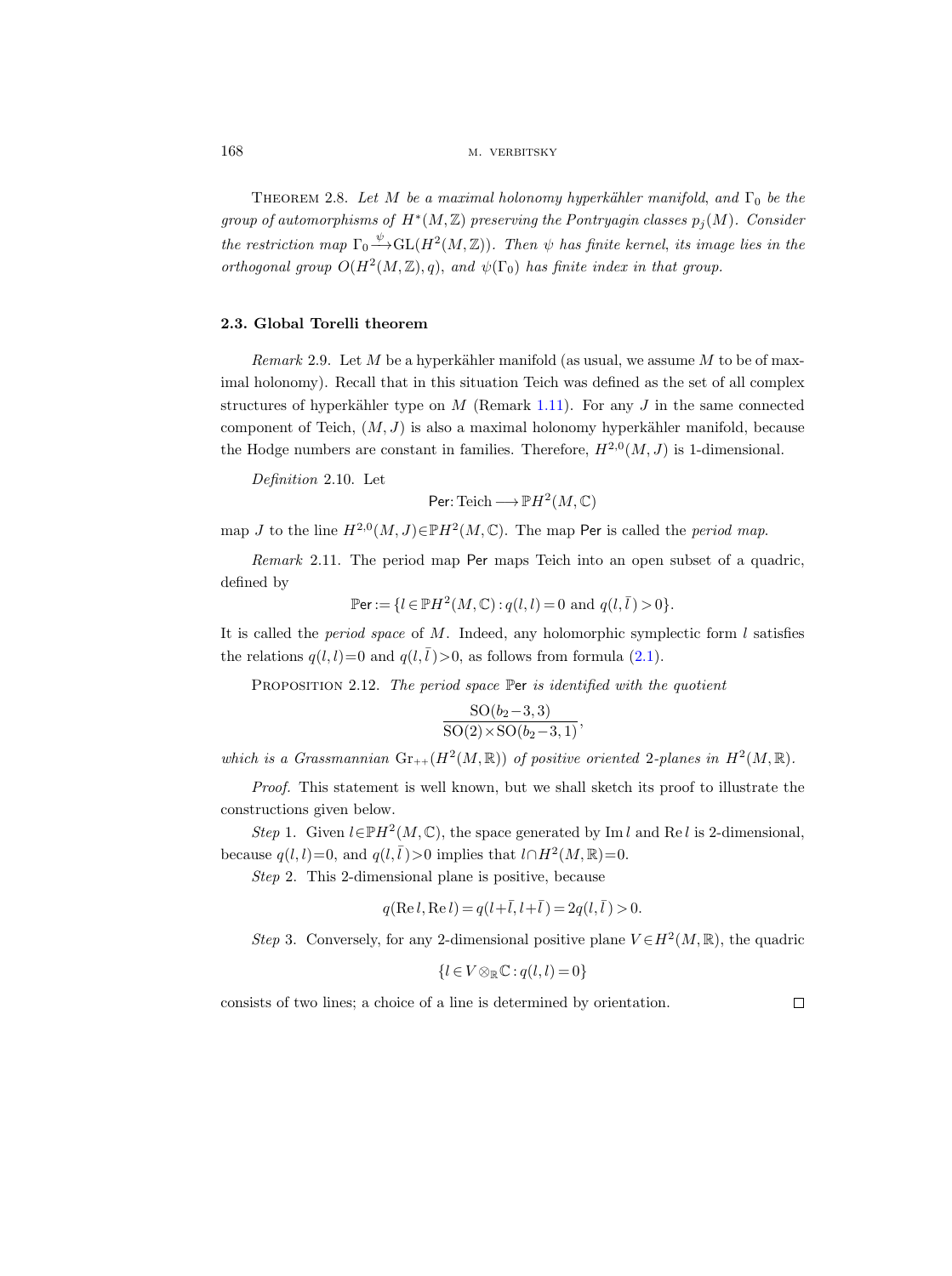Theorem 2.8. *Let $M$ be a maximal holonomy hyperkähler manifold, and $\Gamma_0$ be the group of automorphisms of $H^*(M,\mathbb{Z})$ preserving the Pontryagin classes $p_j(M)$. Consider the restriction map $\Gamma_0 \xrightarrow{\psi} \mathrm{GL}(H^2(M,\mathbb{Z}))$. Then $\psi$ has finite kernel, its image lies in the orthogonal group $O(H^2(M,\mathbb{Z}),q)$, and $\psi(\Gamma_0)$ has finite index in that group.*

### 2.3. Global Torelli theorem

*Remark* 2.9. Let $M$ be a hyperkähler manifold (as usual, we assume $M$ to be of maximal holonomy). Recall that in this situation Teich was defined as the set of all complex structures of hyperkähler type on $M$ (Remark 1.11). For any $J$ in the same connected component of Teich, $(M,J)$ is also a maximal holonomy hyperkähler manifold, because the Hodge numbers are constant in families. Therefore, $H^{2,0}(M,J)$ is 1-dimensional.

*Definition* 2.10. Let

$$\mathsf{Per}\colon \mathrm{Teich} \longrightarrow \mathbb{P}H^2(M,\mathbb{C})$$

map $J$ to the line $H^{2,0}(M,J) \in \mathbb{P}H^2(M,\mathbb{C})$. The map $\mathsf{Per}$ is called the *period map*.

*Remark* 2.11. The period map $\mathsf{Per}$ maps Teich into an open subset of a quadric, defined by

$$\mathbb{P}\mathsf{er} := \{l \in \mathbb{P}H^2(M,\mathbb{C}) : q(l,l) = 0 \text{ and } q(l,\bar{l}\,) > 0\}.$$

It is called the *period space* of $M$. Indeed, any holomorphic symplectic form $l$ satisfies the relations $q(l,l)=0$ and $q(l,\bar{l}\,)>0$, as follows from formula (2.1).

Proposition 2.12. *The period space $\mathbb{P}\mathsf{er}$ is identified with the quotient*

$$\frac{\mathrm{SO}(b_2-3,3)}{\mathrm{SO}(2)\times \mathrm{SO}(b_2-3,1)},$$

*which is a Grassmannian $\mathrm{Gr}_{++}(H^2(M,\mathbb{R}))$ of positive oriented 2-planes in $H^2(M,\mathbb{R})$.*

*Proof.* This statement is well known, but we shall sketch its proof to illustrate the constructions given below.

*Step* 1. Given $l \in \mathbb{P}H^2(M,\mathbb{C})$, the space generated by $\mathrm{Im}\, l$ and $\mathrm{Re}\, l$ is 2-dimensional, because $q(l,l)=0$, and $q(l,\bar{l}\,)>0$ implies that $l \cap H^2(M,\mathbb{R})=0$.

*Step* 2. This 2-dimensional plane is positive, because

$$q(\mathrm{Re}\, l, \mathrm{Re}\, l) = q(l+\bar{l}, l+\bar{l}\,) = 2q(l,\bar{l}\,) > 0.$$

*Step* 3. Conversely, for any 2-dimensional positive plane $V \in H^2(M,\mathbb{R})$, the quadric

$$\{l \in V \otimes_{\mathbb{R}} \mathbb{C} : q(l,l) = 0\}$$

consists of two lines; a choice of a line is determined by orientation. $\square$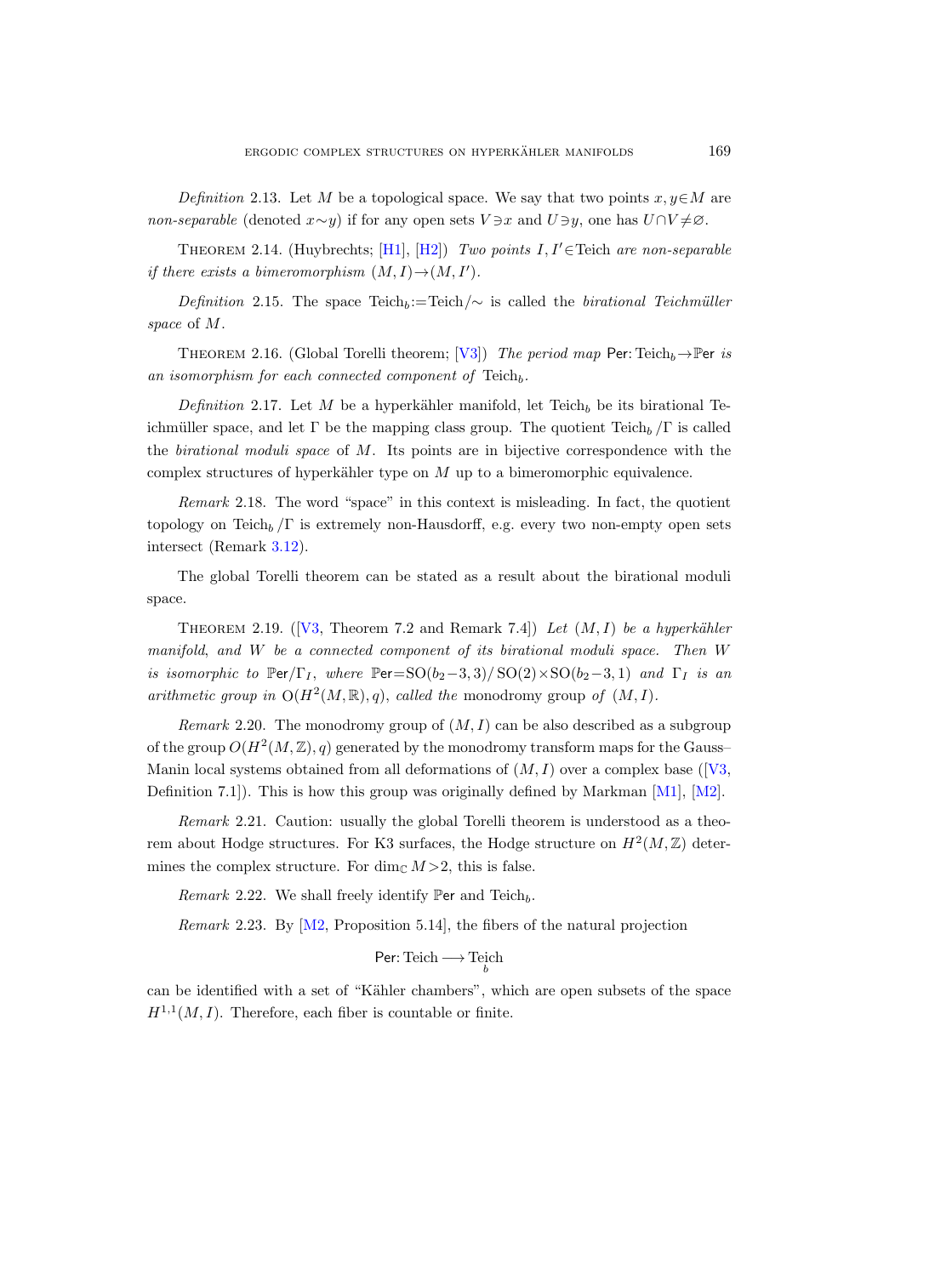*Definition* 2.13. Let $M$ be a topological space. We say that two points $x, y \in M$ are *non-separable* (denoted $x \sim y$) if for any open sets $V \ni x$ and $U \ni y$, one has $U \cap V \neq \varnothing$.

Theorem 2.14. (Huybrechts; [H1], [H2]) *Two points $I, I' \in \operatorname{Teich}$ are non-separable if there exists a bimeromorphism $(M, I) \to (M, I')$.*

*Definition* 2.15. The space $\operatorname{Teich}_b := \operatorname{Teich}/\sim$ is called the *birational Teichmüller space* of $M$.

Theorem 2.16. (Global Torelli theorem; [V3]) *The period map $\mathsf{Per}\colon \operatorname{Teich}_b \to \mathbb{P}\mathsf{er}$ is an isomorphism for each connected component of $\operatorname{Teich}_b$.*

*Definition* 2.17. Let $M$ be a hyperkähler manifold, let $\operatorname{Teich}_b$ be its birational Teichmüller space, and let $\Gamma$ be the mapping class group. The quotient $\operatorname{Teich}_b/\Gamma$ is called the *birational moduli space* of $M$. Its points are in bijective correspondence with the complex structures of hyperkähler type on $M$ up to a bimeromorphic equivalence.

*Remark* 2.18. The word "space" in this context is misleading. In fact, the quotient topology on $\operatorname{Teich}_b/\Gamma$ is extremely non-Hausdorff, e.g. every two non-empty open sets intersect (Remark 3.12).

The global Torelli theorem can be stated as a result about the birational moduli space.

Theorem 2.19. ([V3, Theorem 7.2 and Remark 7.4]) *Let $(M, I)$ be a hyperkähler manifold, and $W$ be a connected component of its birational moduli space. Then $W$ is isomorphic to $\mathbb{P}\mathsf{er}/\Gamma_I$, where $\mathbb{P}\mathsf{er} = \mathrm{SO}(b_2-3,3)/\mathrm{SO}(2)\times\mathrm{SO}(b_2-3,1)$ and $\Gamma_I$ is an arithmetic group in $\mathrm{O}(H^2(M,\mathbb{R}),q)$, called the* monodromy group *of $(M, I)$.*

*Remark* 2.20. The monodromy group of $(M, I)$ can be also described as a subgroup of the group $O(H^2(M,\mathbb{Z}),q)$ generated by the monodromy transform maps for the Gauss–Manin local systems obtained from all deformations of $(M, I)$ over a complex base ([V3, Definition 7.1]). This is how this group was originally defined by Markman [M1], [M2].

*Remark* 2.21. Caution: usually the global Torelli theorem is understood as a theorem about Hodge structures. For K3 surfaces, the Hodge structure on $H^2(M,\mathbb{Z})$ determines the complex structure. For $\dim_{\mathbb{C}} M > 2$, this is false.

*Remark* 2.22. We shall freely identify $\mathbb{P}\mathsf{er}$ and $\operatorname{Teich}_b$.

*Remark* 2.23. By [M2, Proposition 5.14], the fibers of the natural projection

$$\mathsf{Per}\colon \operatorname{Teich} \longrightarrow \operatorname*{Teich}_b$$

can be identified with a set of "Kähler chambers", which are open subsets of the space $H^{1,1}(M, I)$. Therefore, each fiber is countable or finite.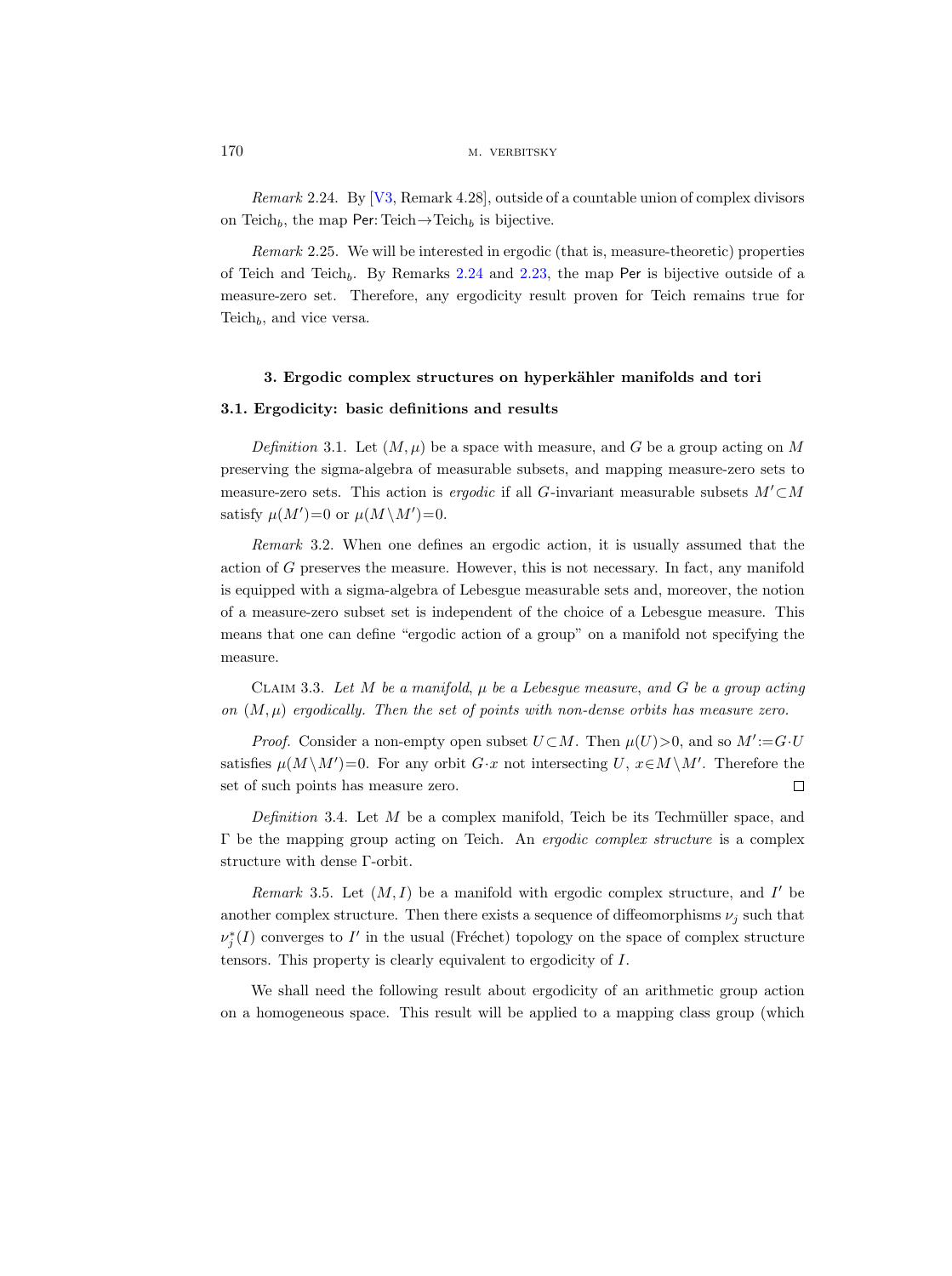*Remark* 2.24. By [V3, Remark 4.28], outside of a countable union of complex divisors on $\mathrm{Teich}_b$, the map $\mathsf{Per}\colon \mathrm{Teich}\to\mathrm{Teich}_b$ is bijective.

*Remark* 2.25. We will be interested in ergodic (that is, measure-theoretic) properties of Teich and $\mathrm{Teich}_b$. By Remarks 2.24 and 2.23, the map $\mathsf{Per}$ is bijective outside of a measure-zero set. Therefore, any ergodicity result proven for Teich remains true for $\mathrm{Teich}_b$, and vice versa.

## 3. Ergodic complex structures on hyperkähler manifolds and tori

### 3.1. Ergodicity: basic definitions and results

*Definition* 3.1. Let $(M,\mu)$ be a space with measure, and $G$ be a group acting on $M$ preserving the sigma-algebra of measurable subsets, and mapping measure-zero sets to measure-zero sets. This action is *ergodic* if all $G$-invariant measurable subsets $M'\subset M$ satisfy $\mu(M')=0$ or $\mu(M\setminus M')=0$.

*Remark* 3.2. When one defines an ergodic action, it is usually assumed that the action of $G$ preserves the measure. However, this is not necessary. In fact, any manifold is equipped with a sigma-algebra of Lebesgue measurable sets and, moreover, the notion of a measure-zero subset set is independent of the choice of a Lebesgue measure. This means that one can define "ergodic action of a group" on a manifold not specifying the measure.

Claim 3.3. *Let $M$ be a manifold, $\mu$ be a Lebesgue measure, and $G$ be a group acting on $(M,\mu)$ ergodically. Then the set of points with non-dense orbits has measure zero.*

*Proof.* Consider a non-empty open subset $U\subset M$. Then $\mu(U)>0$, and so $M':=G\cdot U$ satisfies $\mu(M\setminus M')=0$. For any orbit $G\cdot x$ not intersecting $U$, $x\in M\setminus M'$. Therefore the set of such points has measure zero. □

*Definition* 3.4. Let $M$ be a complex manifold, Teich be its Techmüller space, and $\Gamma$ be the mapping group acting on Teich. An *ergodic complex structure* is a complex structure with dense $\Gamma$-orbit.

*Remark* 3.5. Let $(M,I)$ be a manifold with ergodic complex structure, and $I'$ be another complex structure. Then there exists a sequence of diffeomorphisms $\nu_j$ such that $\nu_j^*(I)$ converges to $I'$ in the usual (Fréchet) topology on the space of complex structure tensors. This property is clearly equivalent to ergodicity of $I$.

We shall need the following result about ergodicity of an arithmetic group action on a homogeneous space. This result will be applied to a mapping class group (which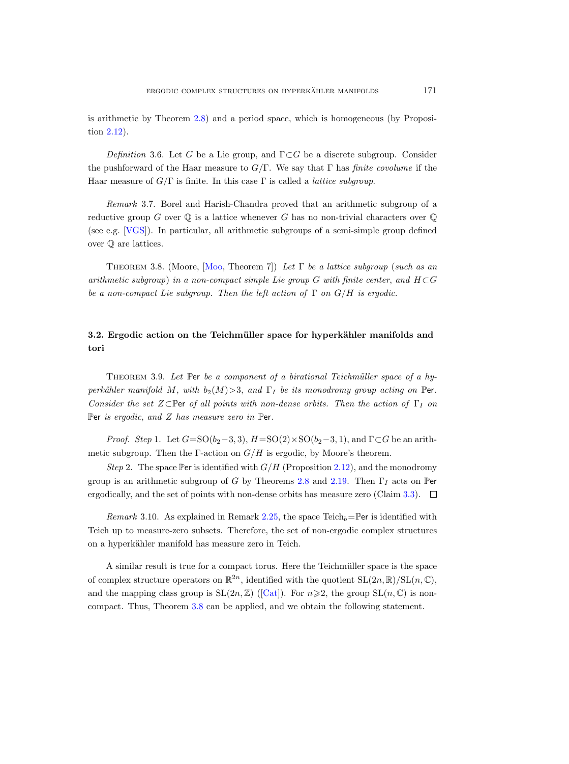is arithmetic by Theorem 2.8) and a period space, which is homogeneous (by Proposition 2.12).

*Definition* 3.6. Let $G$ be a Lie group, and $\Gamma \subset G$ be a discrete subgroup. Consider the pushforward of the Haar measure to $G/\Gamma$. We say that $\Gamma$ has *finite covolume* if the Haar measure of $G/\Gamma$ is finite. In this case $\Gamma$ is called a *lattice subgroup*.

*Remark* 3.7. Borel and Harish-Chandra proved that an arithmetic subgroup of a reductive group $G$ over $\mathbb{Q}$ is a lattice whenever $G$ has no non-trivial characters over $\mathbb{Q}$ (see e.g. [VGS]). In particular, all arithmetic subgroups of a semi-simple group defined over $\mathbb{Q}$ are lattices.

THEOREM 3.8. (Moore, [Moo, Theorem 7]) *Let $\Gamma$ be a lattice subgroup* (*such as an arithmetic subgroup*) *in a non-compact simple Lie group $G$ with finite center, and $H \subset G$ be a non-compact Lie subgroup. Then the left action of $\Gamma$ on $G/H$ is ergodic.*

## 3.2. Ergodic action on the Teichmüller space for hyperkähler manifolds and tori

THEOREM 3.9. *Let $\mathbb{P}\mathsf{er}$ be a component of a birational Teichmüller space of a hyperkähler manifold $M$, with $b_2(M) > 3$, and $\Gamma_I$ be its monodromy group acting on $\mathbb{P}\mathsf{er}$. Consider the set $Z \subset \mathbb{P}\mathsf{er}$ of all points with non-dense orbits. Then the action of $\Gamma_I$ on $\mathbb{P}\mathsf{er}$ is ergodic, and $Z$ has measure zero in $\mathbb{P}\mathsf{er}$.*

*Proof. Step* 1. Let $G = \mathrm{SO}(b_2 - 3, 3)$, $H = \mathrm{SO}(2) \times \mathrm{SO}(b_2 - 3, 1)$, and $\Gamma \subset G$ be an arithmetic subgroup. Then the $\Gamma$-action on $G/H$ is ergodic, by Moore's theorem.

*Step* 2. The space $\mathbb{P}\mathsf{er}$ is identified with $G/H$ (Proposition 2.12), and the monodromy group is an arithmetic subgroup of $G$ by Theorems 2.8 and 2.19. Then $\Gamma_I$ acts on $\mathbb{P}\mathsf{er}$ ergodically, and the set of points with non-dense orbits has measure zero (Claim 3.3). □

*Remark* 3.10. As explained in Remark 2.25, the space $\mathrm{Teich}_b = \mathbb{P}\mathsf{er}$ is identified with Teich up to measure-zero subsets. Therefore, the set of non-ergodic complex structures on a hyperkähler manifold has measure zero in Teich.

A similar result is true for a compact torus. Here the Teichmüller space is the space of complex structure operators on $\mathbb{R}^{2n}$, identified with the quotient $\mathrm{SL}(2n, \mathbb{R})/\mathrm{SL}(n, \mathbb{C})$, and the mapping class group is $\mathrm{SL}(2n, \mathbb{Z})$ ([Cat]). For $n \geqslant 2$, the group $\mathrm{SL}(n, \mathbb{C})$ is non-compact. Thus, Theorem 3.8 can be applied, and we obtain the following statement.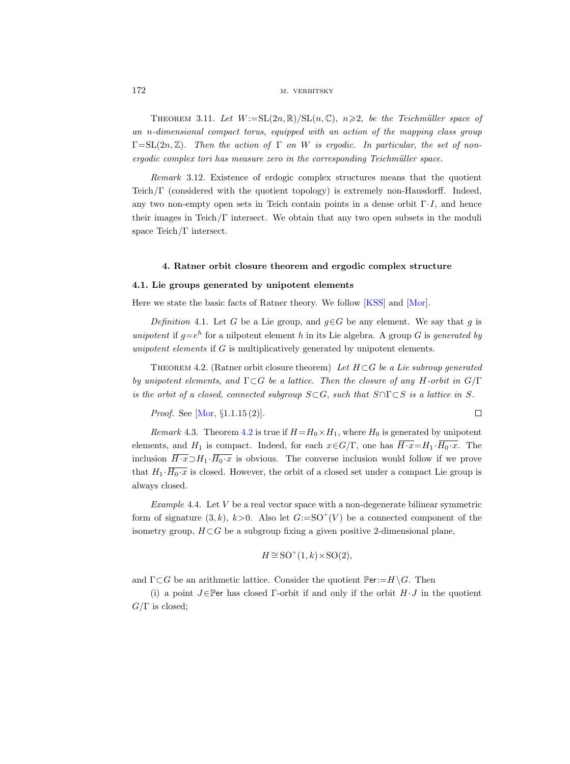**Theorem 3.11.** *Let $W:=\mathrm{SL}(2n,\mathbb{R})/\mathrm{SL}(n,\mathbb{C})$, $n\geqslant 2$, be the Teichmüller space of an $n$-dimensional compact torus, equipped with an action of the mapping class group $\Gamma=\mathrm{SL}(2n,\mathbb{Z})$. Then the action of $\Gamma$ on $W$ is ergodic. In particular, the set of non-ergodic complex tori has measure zero in the corresponding Teichmüller space.*

*Remark* 3.12. Existence of erdogic complex structures means that the quotient $\mathrm{Teich}/\Gamma$ (considered with the quotient topology) is extremely non-Hausdorff. Indeed, any two non-empty open sets in Teich contain points in a dense orbit $\Gamma\cdot I$, and hence their images in $\mathrm{Teich}/\Gamma$ intersect. We obtain that any two open subsets in the moduli space $\mathrm{Teich}/\Gamma$ intersect.

## 4. Ratner orbit closure theorem and ergodic complex structure

### 4.1. Lie groups generated by unipotent elements

Here we state the basic facts of Ratner theory. We follow [KSS] and [Mor].

*Definition* 4.1. Let $G$ be a Lie group, and $g\in G$ be any element. We say that $g$ is *unipotent* if $g=e^h$ for a nilpotent element $h$ in its Lie algebra. A group $G$ is *generated by unipotent elements* if $G$ is multiplicatively generated by unipotent elements.

**Theorem 4.2.** (Ratner orbit closure theorem) *Let $H\subset G$ be a Lie subroup generated by unipotent elements, and $\Gamma\subset G$ be a lattice. Then the closure of any $H$-orbit in $G/\Gamma$ is the orbit of a closed, connected subgroup $S\subset G$, such that $S\cap\Gamma\subset S$ is a lattice in $S$.*

*Proof.* See [Mor, §1.1.15 (2)]. □

*Remark* 4.3. Theorem 4.2 is true if $H=H_0\times H_1$, where $H_0$ is generated by unipotent elements, and $H_1$ is compact. Indeed, for each $x\in G/\Gamma$, one has $\overline{H\cdot x}=H_1\cdot\overline{H_0\cdot x}$. The inclusion $\overline{H\cdot x}\supset H_1\cdot\overline{H_0\cdot x}$ is obvious. The converse inclusion would follow if we prove that $H_1\cdot\overline{H_0\cdot x}$ is closed. However, the orbit of a closed set under a compact Lie group is always closed.

*Example* 4.4. Let $V$ be a real vector space with a non-degenerate bilinear symmetric form of signature $(3,k)$, $k>0$. Also let $G:=\mathrm{SO}^+(V)$ be a connected component of the isometry group, $H\subset G$ be a subgroup fixing a given positive 2-dimensional plane,

$$H\cong\mathrm{SO}^+(1,k)\times\mathrm{SO}(2),$$

and $\Gamma\subset G$ be an arithmetic lattice. Consider the quotient $\mathbb{P}\mathsf{er}:=H\backslash G$. Then

(i) a point $J\in\mathbb{P}\mathsf{er}$ has closed $\Gamma$-orbit if and only if the orbit $H\cdot J$ in the quotient $G/\Gamma$ is closed;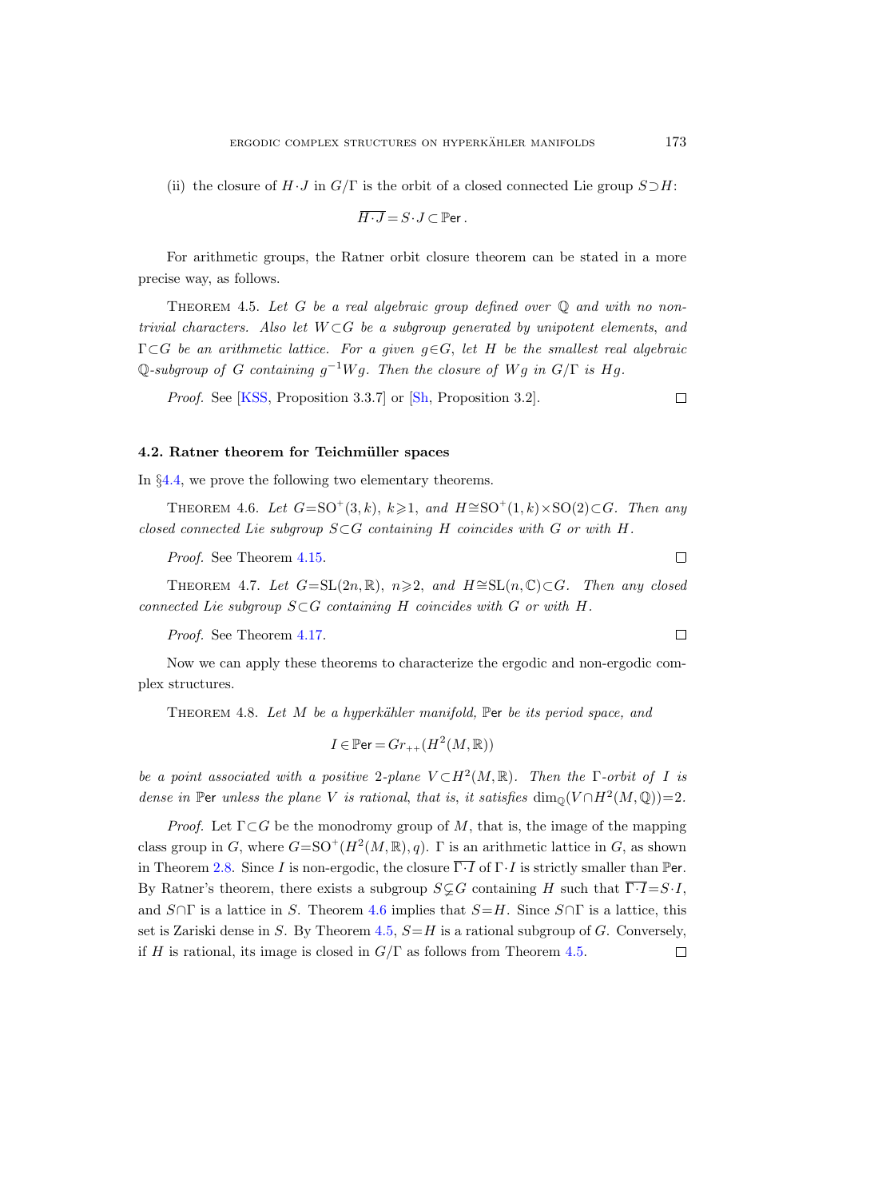(ii) the closure of $H\cdot J$ in $G/\Gamma$ is the orbit of a closed connected Lie group $S\supset H$:

$$\overline{H\cdot J} = S\cdot J\subset \mathbb{P}\mathsf{er}.$$

For arithmetic groups, the Ratner orbit closure theorem can be stated in a more precise way, as follows.

Theorem 4.5. *Let $G$ be a real algebraic group defined over $\mathbb{Q}$ and with no non-trivial characters. Also let $W\subset G$ be a subgroup generated by unipotent elements, and $\Gamma\subset G$ be an arithmetic lattice. For a given $g\in G$, let $H$ be the smallest real algebraic $\mathbb{Q}$-subgroup of $G$ containing $g^{-1}Wg$. Then the closure of $Wg$ in $G/\Gamma$ is $Hg$.*

*Proof.* See [KSS, Proposition 3.3.7] or [Sh, Proposition 3.2]. $\square$

### 4.2. Ratner theorem for Teichmüller spaces

In §4.4, we prove the following two elementary theorems.

Theorem 4.6. *Let $G=\mathrm{SO}^+(3,k)$, $k\geqslant 1$, and $H\cong \mathrm{SO}^+(1,k)\times \mathrm{SO}(2)\subset G$. Then any closed connected Lie subgroup $S\subset G$ containing $H$ coincides with $G$ or with $H$.*

*Proof.* See Theorem 4.15. $\square$

Theorem 4.7. *Let $G=\mathrm{SL}(2n,\mathbb{R})$, $n\geqslant 2$, and $H\cong \mathrm{SL}(n,\mathbb{C})\subset G$. Then any closed connected Lie subgroup $S\subset G$ containing $H$ coincides with $G$ or with $H$.*

*Proof.* See Theorem 4.17. $\square$

Now we can apply these theorems to characterize the ergodic and non-ergodic complex structures.

Theorem 4.8. *Let $M$ be a hyperkähler manifold, $\mathbb{P}\mathsf{er}$ be its period space, and*

$$I\in \mathbb{P}\mathsf{er} = Gr_{++}(H^2(M,\mathbb{R}))$$

*be a point associated with a positive 2-plane $V\subset H^2(M,\mathbb{R})$. Then the $\Gamma$-orbit of $I$ is dense in $\mathbb{P}\mathsf{er}$ unless the plane $V$ is rational, that is, it satisfies $\dim_{\mathbb{Q}}(V\cap H^2(M,\mathbb{Q}))=2$.*

*Proof.* Let $\Gamma\subset G$ be the monodromy group of $M$, that is, the image of the mapping class group in $G$, where $G=\mathrm{SO}^+(H^2(M,\mathbb{R}),q)$. $\Gamma$ is an arithmetic lattice in $G$, as shown in Theorem 2.8. Since $I$ is non-ergodic, the closure $\overline{\Gamma\cdot I}$ of $\Gamma\cdot I$ is strictly smaller than $\mathbb{P}\mathsf{er}$. By Ratner's theorem, there exists a subgroup $S\subsetneq G$ containing $H$ such that $\overline{\Gamma\cdot I}=S\cdot I$, and $S\cap\Gamma$ is a lattice in $S$. Theorem 4.6 implies that $S=H$. Since $S\cap\Gamma$ is a lattice, this set is Zariski dense in $S$. By Theorem 4.5, $S=H$ is a rational subgroup of $G$. Conversely, if $H$ is rational, its image is closed in $G/\Gamma$ as follows from Theorem 4.5. $\square$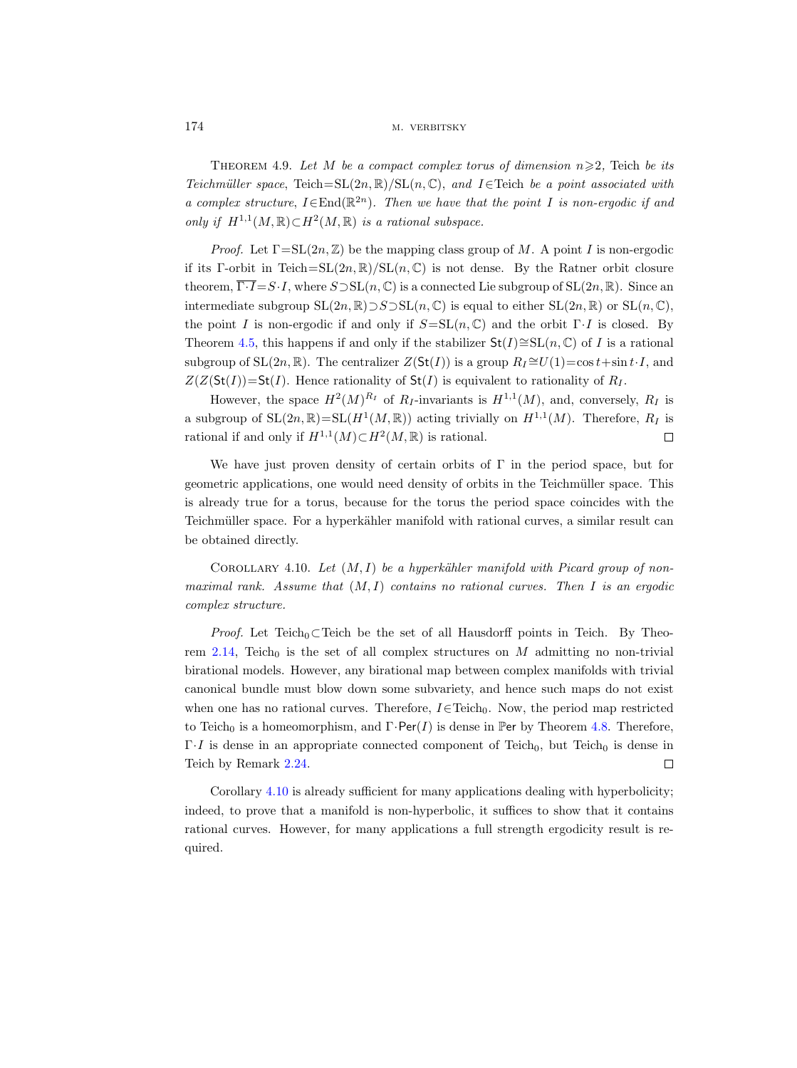Theorem 4.9. *Let $M$ be a compact complex torus of dimension $n\geqslant 2$, Teich be its Teichmüller space, $\text{Teich}=\text{SL}(2n,\mathbb{R})/\text{SL}(n,\mathbb{C})$, and $I\in\text{Teich}$ be a point associated with a complex structure, $I\in\text{End}(\mathbb{R}^{2n})$. Then we have that the point $I$ is non-ergodic if and only if $H^{1,1}(M,\mathbb{R})\subset H^2(M,\mathbb{R})$ is a rational subspace.*

*Proof.* Let $\Gamma=\text{SL}(2n,\mathbb{Z})$ be the mapping class group of $M$. A point $I$ is non-ergodic if its $\Gamma$-orbit in $\text{Teich}=\text{SL}(2n,\mathbb{R})/\text{SL}(n,\mathbb{C})$ is not dense. By the Ratner orbit closure theorem, $\overline{\Gamma\cdot I}=S\cdot I$, where $S\supset\text{SL}(n,\mathbb{C})$ is a connected Lie subgroup of $\text{SL}(2n,\mathbb{R})$. Since an intermediate subgroup $\text{SL}(2n,\mathbb{R})\supset S\supset\text{SL}(n,\mathbb{C})$ is equal to either $\text{SL}(2n,\mathbb{R})$ or $\text{SL}(n,\mathbb{C})$, the point $I$ is non-ergodic if and only if $S=\text{SL}(n,\mathbb{C})$ and the orbit $\Gamma\cdot I$ is closed. By Theorem 4.5, this happens if and only if the stabilizer $\mathsf{St}(I)\cong\text{SL}(n,\mathbb{C})$ of $I$ is a rational subgroup of $\text{SL}(2n,\mathbb{R})$. The centralizer $Z(\mathsf{St}(I))$ is a group $R_I\cong U(1)=\cos t+\sin t\cdot I$, and $Z(Z(\mathsf{St}(I))=\mathsf{St}(I)$. Hence rationality of $\mathsf{St}(I)$ is equivalent to rationality of $R_I$.

However, the space $H^2(M)^{R_I}$ of $R_I$-invariants is $H^{1,1}(M)$, and, conversely, $R_I$ is a subgroup of $\text{SL}(2n,\mathbb{R})=\text{SL}(H^1(M,\mathbb{R}))$ acting trivially on $H^{1,1}(M)$. Therefore, $R_I$ is rational if and only if $H^{1,1}(M)\subset H^2(M,\mathbb{R})$ is rational. $\square$

We have just proven density of certain orbits of $\Gamma$ in the period space, but for geometric applications, one would need density of orbits in the Teichmüller space. This is already true for a torus, because for the torus the period space coincides with the Teichmüller space. For a hyperkähler manifold with rational curves, a similar result can be obtained directly.

Corollary 4.10. *Let $(M,I)$ be a hyperkähler manifold with Picard group of non-maximal rank. Assume that $(M,I)$ contains no rational curves. Then $I$ is an ergodic complex structure.*

*Proof.* Let $\text{Teich}_0\subset\text{Teich}$ be the set of all Hausdorff points in Teich. By Theorem 2.14, $\text{Teich}_0$ is the set of all complex structures on $M$ admitting no non-trivial birational models. However, any birational map between complex manifolds with trivial canonical bundle must blow down some subvariety, and hence such maps do not exist when one has no rational curves. Therefore, $I\in\text{Teich}_0$. Now, the period map restricted to $\text{Teich}_0$ is a homeomorphism, and $\Gamma\cdot\mathsf{Per}(I)$ is dense in $\mathbb{P}\text{er}$ by Theorem 4.8. Therefore, $\Gamma\cdot I$ is dense in an appropriate connected component of $\text{Teich}_0$, but $\text{Teich}_0$ is dense in Teich by Remark 2.24. $\square$

Corollary 4.10 is already sufficient for many applications dealing with hyperbolicity; indeed, to prove that a manifold is non-hyperbolic, it suffices to show that it contains rational curves. However, for many applications a full strength ergodicity result is required.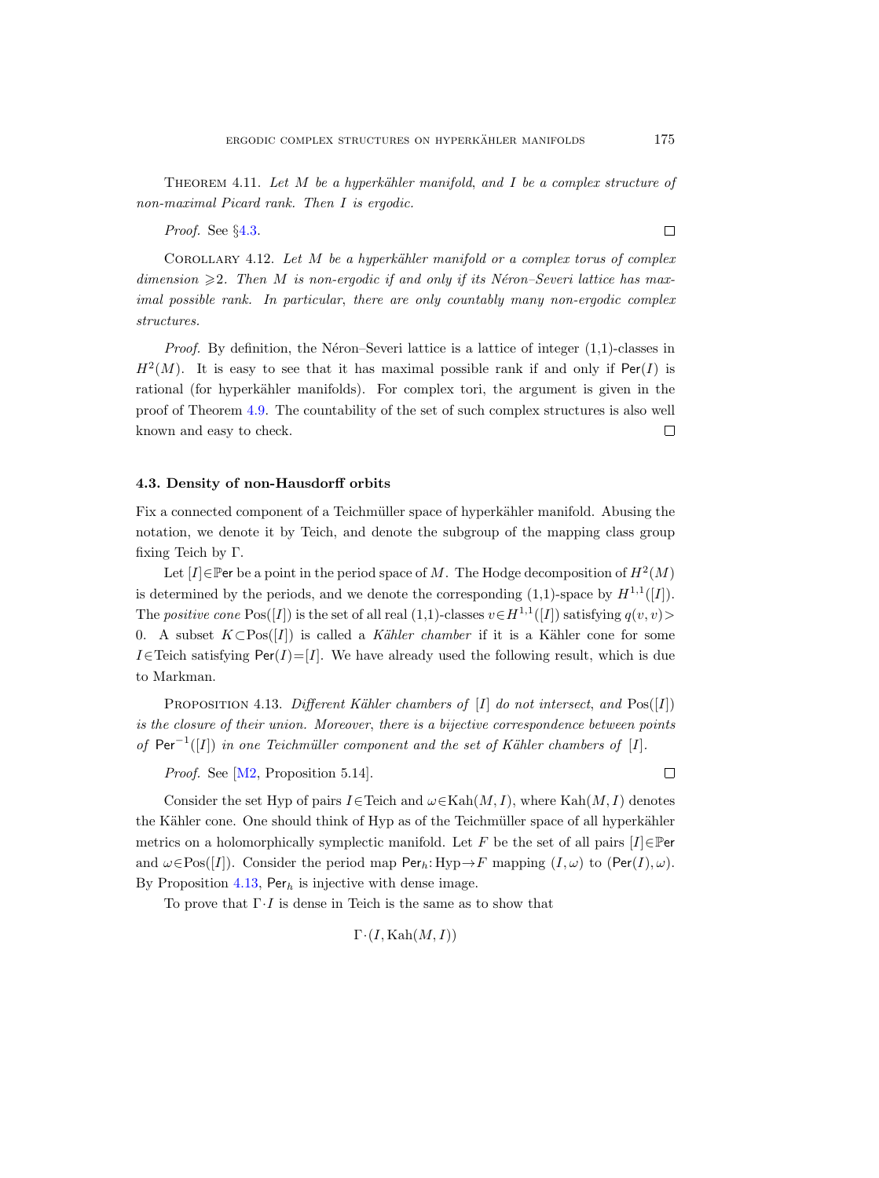Theorem 4.11. *Let $M$ be a hyperkähler manifold, and $I$ be a complex structure of non-maximal Picard rank. Then $I$ is ergodic.*

*Proof.* See §4.3. □

Corollary 4.12. *Let $M$ be a hyperkähler manifold or a complex torus of complex dimension $\geqslant 2$. Then $M$ is non-ergodic if and only if its Néron–Severi lattice has maximal possible rank. In particular, there are only countably many non-ergodic complex structures.*

*Proof.* By definition, the Néron–Severi lattice is a lattice of integer (1,1)-classes in $H^2(M)$. It is easy to see that it has maximal possible rank if and only if $\mathsf{Per}(I)$ is rational (for hyperkähler manifolds). For complex tori, the argument is given in the proof of Theorem 4.9. The countability of the set of such complex structures is also well known and easy to check. □

### 4.3. Density of non-Hausdorff orbits

Fix a connected component of a Teichmüller space of hyperkähler manifold. Abusing the notation, we denote it by Teich, and denote the subgroup of the mapping class group fixing Teich by $\Gamma$.

Let $[I]\in\mathbb{P}\mathsf{er}$ be a point in the period space of $M$. The Hodge decomposition of $H^2(M)$ is determined by the periods, and we denote the corresponding (1,1)-space by $H^{1,1}([I])$. The *positive cone* $\operatorname{Pos}([I])$ is the set of all real (1,1)-classes $v\in H^{1,1}([I])$ satisfying $q(v,v)>0$. A subset $K\subset\operatorname{Pos}([I])$ is called a *Kähler chamber* if it is a Kähler cone for some $I\in\text{Teich}$ satisfying $\mathsf{Per}(I)=[I]$. We have already used the following result, which is due to Markman.

Proposition 4.13. *Different Kähler chambers of $[I]$ do not intersect, and $\operatorname{Pos}([I])$ is the closure of their union. Moreover, there is a bijective correspondence between points of $\mathsf{Per}^{-1}([I])$ in one Teichmüller component and the set of Kähler chambers of $[I]$.*

*Proof.* See [M2, Proposition 5.14]. □

Consider the set Hyp of pairs $I\in\text{Teich}$ and $\omega\in\operatorname{Kah}(M,I)$, where $\operatorname{Kah}(M,I)$ denotes the Kähler cone. One should think of Hyp as of the Teichmüller space of all hyperkähler metrics on a holomorphically symplectic manifold. Let $F$ be the set of all pairs $[I]\in\mathbb{P}\mathsf{er}$ and $\omega\in\operatorname{Pos}([I])$. Consider the period map $\mathsf{Per}_h\colon\text{Hyp}\to F$ mapping $(I,\omega)$ to $(\mathsf{Per}(I),\omega)$. By Proposition 4.13, $\mathsf{Per}_h$ is injective with dense image.

To prove that $\Gamma\cdot I$ is dense in Teich is the same as to show that

$$\Gamma\cdot(I,\operatorname{Kah}(M,I))$$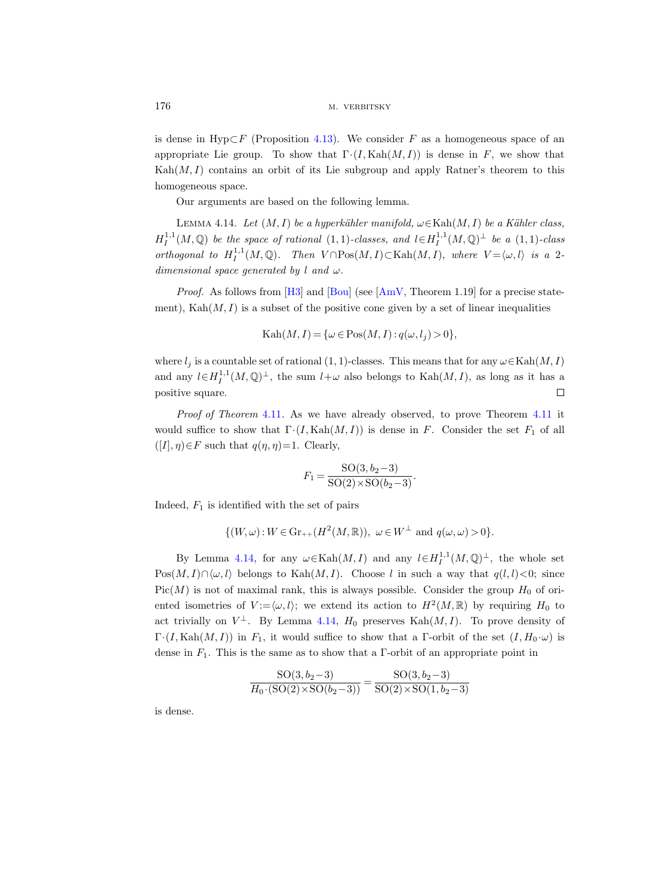is dense in $\mathrm{Hyp}\subset F$ (Proposition 4.13). We consider $F$ as a homogeneous space of an appropriate Lie group. To show that $\Gamma\cdot(I,\mathrm{Kah}(M,I))$ is dense in $F$, we show that $\mathrm{Kah}(M,I)$ contains an orbit of its Lie subgroup and apply Ratner's theorem to this homogeneous space.

Our arguments are based on the following lemma.

LEMMA 4.14. *Let $(M,I)$ be a hyperkähler manifold, $\omega\in\mathrm{Kah}(M,I)$ be a Kähler class, $H^{1,1}_I(M,\mathbb{Q})$ be the space of rational $(1,1)$-classes, and $l\in H^{1,1}_I(M,\mathbb{Q})^\perp$ be a $(1,1)$-class orthogonal to $H^{1,1}_I(M,\mathbb{Q})$. Then $V\cap\mathrm{Pos}(M,I)\subset\mathrm{Kah}(M,I)$, where $V=\langle\omega,l\rangle$ is a 2-dimensional space generated by $l$ and $\omega$.*

*Proof.* As follows from [H3] and [Bou] (see [AmV, Theorem 1.19] for a precise statement), $\mathrm{Kah}(M,I)$ is a subset of the positive cone given by a set of linear inequalities

$$\mathrm{Kah}(M,I)=\{\omega\in\mathrm{Pos}(M,I):q(\omega,l_j)>0\},$$

where $l_j$ is a countable set of rational $(1,1)$-classes. This means that for any $\omega\in\mathrm{Kah}(M,I)$ and any $l\in H^{1,1}_I(M,\mathbb{Q})^\perp$, the sum $l+\omega$ also belongs to $\mathrm{Kah}(M,I)$, as long as it has a positive square. ∎

*Proof of Theorem* 4.11. As we have already observed, to prove Theorem 4.11 it would suffice to show that $\Gamma\cdot(I,\mathrm{Kah}(M,I))$ is dense in $F$. Consider the set $F_1$ of all $([I],\eta)\in F$ such that $q(\eta,\eta)=1$. Clearly,

$$F_1=\frac{\mathrm{SO}(3,b_2-3)}{\mathrm{SO}(2)\times\mathrm{SO}(b_2-3)}.$$

Indeed, $F_1$ is identified with the set of pairs

$$\{(W,\omega):W\in\mathrm{Gr}_{++}(H^2(M,\mathbb{R})),\ \omega\in W^\perp\text{ and }q(\omega,\omega)>0\}.$$

By Lemma 4.14, for any $\omega\in\mathrm{Kah}(M,I)$ and any $l\in H^{1,1}_I(M,\mathbb{Q})^\perp$, the whole set $\mathrm{Pos}(M,I)\cap\langle\omega,l\rangle$ belongs to $\mathrm{Kah}(M,I)$. Choose $l$ in such a way that $q(l,l)<0$; since $\mathrm{Pic}(M)$ is not of maximal rank, this is always possible. Consider the group $H_0$ of oriented isometries of $V:=\langle\omega,l\rangle$; we extend its action to $H^2(M,\mathbb{R})$ by requiring $H_0$ to act trivially on $V^\perp$. By Lemma 4.14, $H_0$ preserves $\mathrm{Kah}(M,I)$. To prove density of $\Gamma\cdot(I,\mathrm{Kah}(M,I))$ in $F_1$, it would suffice to show that a $\Gamma$-orbit of the set $(I,H_0\cdot\omega)$ is dense in $F_1$. This is the same as to show that a $\Gamma$-orbit of an appropriate point in

$$\frac{\mathrm{SO}(3,b_2-3)}{H_0\cdot(\mathrm{SO}(2)\times\mathrm{SO}(b_2-3))}=\frac{\mathrm{SO}(3,b_2-3)}{\mathrm{SO}(2)\times\mathrm{SO}(1,b_2-3)}$$

is dense.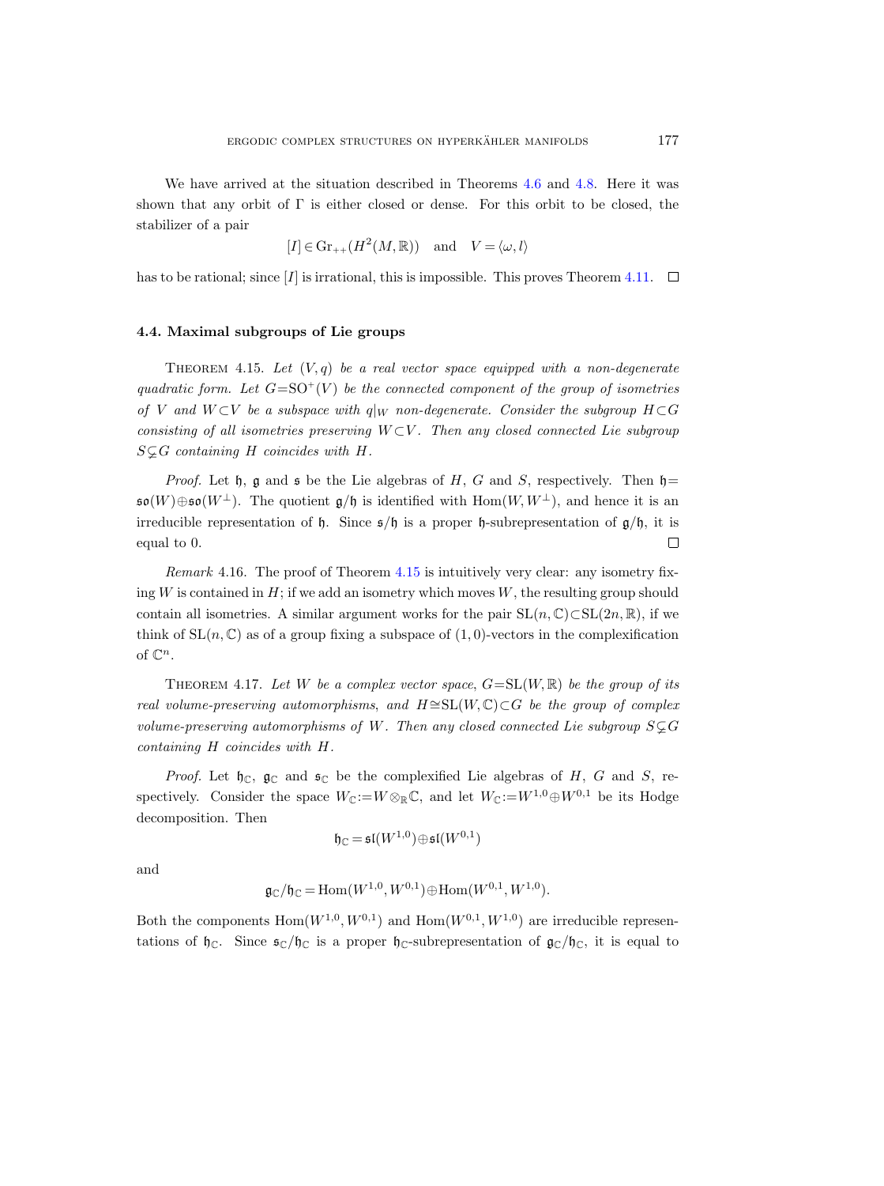We have arrived at the situation described in Theorems 4.6 and 4.8. Here it was shown that any orbit of $\Gamma$ is either closed or dense. For this orbit to be closed, the stabilizer of a pair

$$[I] \in \mathrm{Gr}_{++}(H^2(M,\mathbb{R})) \quad \text{and} \quad V = \langle \omega, l \rangle$$

has to be rational; since $[I]$ is irrational, this is impossible. This proves Theorem 4.11. $\square$

### 4.4. Maximal subgroups of Lie groups

Theorem 4.15. *Let $(V, q)$ be a real vector space equipped with a non-degenerate quadratic form. Let $G = \mathrm{SO}^+(V)$ be the connected component of the group of isometries of $V$ and $W \subset V$ be a subspace with $q|_W$ non-degenerate. Consider the subgroup $H \subset G$ consisting of all isometries preserving $W \subset V$. Then any closed connected Lie subgroup $S \subsetneq G$ containing $H$ coincides with $H$.*

*Proof.* Let $\mathfrak{h}$, $\mathfrak{g}$ and $\mathfrak{s}$ be the Lie algebras of $H$, $G$ and $S$, respectively. Then $\mathfrak{h} = \mathfrak{so}(W) \oplus \mathfrak{so}(W^\perp)$. The quotient $\mathfrak{g}/\mathfrak{h}$ is identified with $\mathrm{Hom}(W, W^\perp)$, and hence it is an irreducible representation of $\mathfrak{h}$. Since $\mathfrak{s}/\mathfrak{h}$ is a proper $\mathfrak{h}$-subrepresentation of $\mathfrak{g}/\mathfrak{h}$, it is equal to 0. $\square$

*Remark* 4.16. The proof of Theorem 4.15 is intuitively very clear: any isometry fixing $W$ is contained in $H$; if we add an isometry which moves $W$, the resulting group should contain all isometries. A similar argument works for the pair $\mathrm{SL}(n, \mathbb{C}) \subset \mathrm{SL}(2n, \mathbb{R})$, if we think of $\mathrm{SL}(n, \mathbb{C})$ as of a group fixing a subspace of $(1, 0)$-vectors in the complexification of $\mathbb{C}^n$.

Theorem 4.17. *Let $W$ be a complex vector space, $G = \mathrm{SL}(W, \mathbb{R})$ be the group of its real volume-preserving automorphisms, and $H \cong \mathrm{SL}(W, \mathbb{C}) \subset G$ be the group of complex volume-preserving automorphisms of $W$. Then any closed connected Lie subgroup $S \subsetneq G$ containing $H$ coincides with $H$.*

*Proof.* Let $\mathfrak{h}_\mathbb{C}$, $\mathfrak{g}_\mathbb{C}$ and $\mathfrak{s}_\mathbb{C}$ be the complexified Lie algebras of $H$, $G$ and $S$, respectively. Consider the space $W_\mathbb{C} := W \otimes_\mathbb{R} \mathbb{C}$, and let $W_\mathbb{C} := W^{1,0} \oplus W^{0,1}$ be its Hodge decomposition. Then

$$\mathfrak{h}_\mathbb{C} = \mathfrak{sl}(W^{1,0}) \oplus \mathfrak{sl}(W^{0,1})$$

and

$$\mathfrak{g}_\mathbb{C}/\mathfrak{h}_\mathbb{C} = \mathrm{Hom}(W^{1,0}, W^{0,1}) \oplus \mathrm{Hom}(W^{0,1}, W^{1,0}).$$

Both the components $\mathrm{Hom}(W^{1,0}, W^{0,1})$ and $\mathrm{Hom}(W^{0,1}, W^{1,0})$ are irreducible representations of $\mathfrak{h}_\mathbb{C}$. Since $\mathfrak{s}_\mathbb{C}/\mathfrak{h}_\mathbb{C}$ is a proper $\mathfrak{h}_\mathbb{C}$-subrepresentation of $\mathfrak{g}_\mathbb{C}/\mathfrak{h}_\mathbb{C}$, it is equal to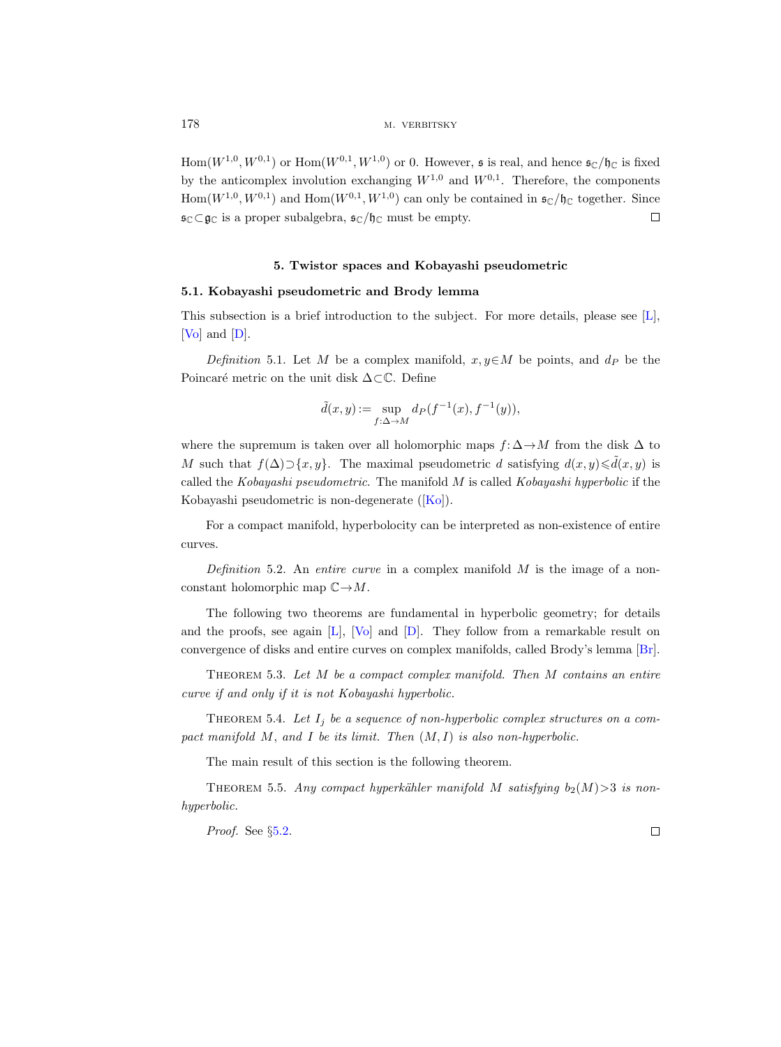$\mathrm{Hom}(W^{1,0}, W^{0,1})$ or $\mathrm{Hom}(W^{0,1}, W^{1,0})$ or 0. However, $\mathfrak{s}$ is real, and hence $\mathfrak{s}_{\mathbb{C}}/\mathfrak{h}_{\mathbb{C}}$ is fixed by the anticomplex involution exchanging $W^{1,0}$ and $W^{0,1}$. Therefore, the components $\mathrm{Hom}(W^{1,0}, W^{0,1})$ and $\mathrm{Hom}(W^{0,1}, W^{1,0})$ can only be contained in $\mathfrak{s}_{\mathbb{C}}/\mathfrak{h}_{\mathbb{C}}$ together. Since $\mathfrak{s}_{\mathbb{C}} \subset \mathfrak{g}_{\mathbb{C}}$ is a proper subalgebra, $\mathfrak{s}_{\mathbb{C}}/\mathfrak{h}_{\mathbb{C}}$ must be empty. □

## 5. Twistor spaces and Kobayashi pseudometric

### 5.1. Kobayashi pseudometric and Brody lemma

This subsection is a brief introduction to the subject. For more details, please see [L], [Vo] and [D].

*Definition* 5.1. Let $M$ be a complex manifold, $x, y \in M$ be points, and $d_P$ be the Poincaré metric on the unit disk $\Delta \subset \mathbb{C}$. Define

$$\tilde{d}(x, y) := \sup_{f: \Delta \to M} d_P(f^{-1}(x), f^{-1}(y)),$$

where the supremum is taken over all holomorphic maps $f: \Delta \to M$ from the disk $\Delta$ to $M$ such that $f(\Delta) \supset \{x, y\}$. The maximal pseudometric $d$ satisfying $d(x, y) \leqslant \tilde{d}(x, y)$ is called the *Kobayashi pseudometric*. The manifold $M$ is called *Kobayashi hyperbolic* if the Kobayashi pseudometric is non-degenerate ([Ko]).

For a compact manifold, hyperbolocity can be interpreted as non-existence of entire curves.

*Definition* 5.2. An *entire curve* in a complex manifold $M$ is the image of a non-constant holomorphic map $\mathbb{C} \to M$.

The following two theorems are fundamental in hyperbolic geometry; for details and the proofs, see again [L], [Vo] and [D]. They follow from a remarkable result on convergence of disks and entire curves on complex manifolds, called Brody's lemma [Br].

Theorem 5.3. *Let $M$ be a compact complex manifold. Then $M$ contains an entire curve if and only if it is not Kobayashi hyperbolic.*

Theorem 5.4. *Let $I_j$ be a sequence of non-hyperbolic complex structures on a compact manifold $M$, and $I$ be its limit. Then $(M, I)$ is also non-hyperbolic.*

The main result of this section is the following theorem.

Theorem 5.5. *Any compact hyperkähler manifold $M$ satisfying $b_2(M) > 3$ is non-hyperbolic.*

*Proof.* See §5.2. □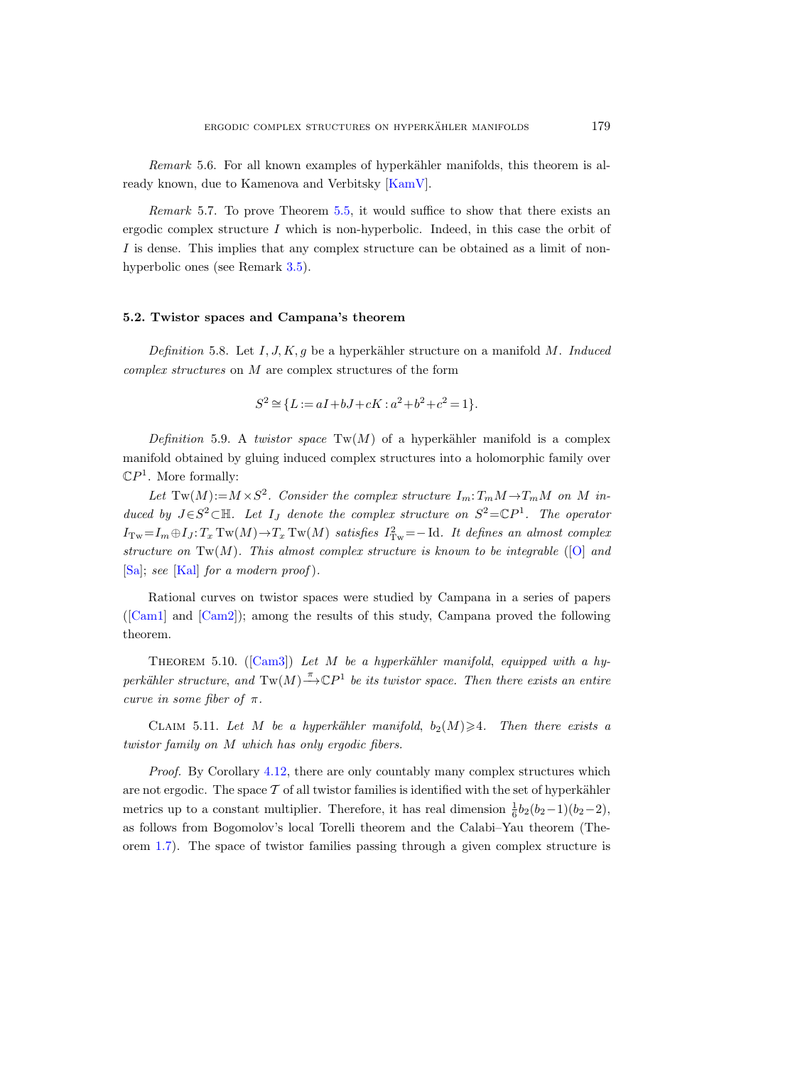*Remark* 5.6. For all known examples of hyperkähler manifolds, this theorem is already known, due to Kamenova and Verbitsky [KamV].

*Remark* 5.7. To prove Theorem 5.5, it would suffice to show that there exists an ergodic complex structure $I$ which is non-hyperbolic. Indeed, in this case the orbit of $I$ is dense. This implies that any complex structure can be obtained as a limit of non-hyperbolic ones (see Remark 3.5).

### 5.2. Twistor spaces and Campana's theorem

*Definition* 5.8. Let $I, J, K, g$ be a hyperkähler structure on a manifold $M$. *Induced complex structures* on $M$ are complex structures of the form

$$S^2 \cong \{L := aI + bJ + cK : a^2 + b^2 + c^2 = 1\}.$$

*Definition* 5.9. A *twistor space* $\operatorname{Tw}(M)$ of a hyperkähler manifold is a complex manifold obtained by gluing induced complex structures into a holomorphic family over $\mathbb{C}P^1$. More formally:

*Let* $\operatorname{Tw}(M) := M \times S^2$. *Consider the complex structure* $I_m : T_m M \to T_m M$ *on* $M$ *induced by* $J \in S^2 \subset \mathbb{H}$. *Let* $I_J$ *denote the complex structure on* $S^2 = \mathbb{C}P^1$. *The operator* $I_{\mathrm{Tw}} = I_m \oplus I_J : T_x \operatorname{Tw}(M) \to T_x \operatorname{Tw}(M)$ *satisfies* $I_{\mathrm{Tw}}^2 = -\operatorname{Id}$. *It defines an almost complex structure on* $\operatorname{Tw}(M)$. *This almost complex structure is known to be integrable* ([O] *and* [Sa]; *see* [Kal] *for a modern proof*).

Rational curves on twistor spaces were studied by Campana in a series of papers ([Cam1] and [Cam2]); among the results of this study, Campana proved the following theorem.

Theorem 5.10. ([Cam3]) *Let $M$ be a hyperkähler manifold, equipped with a hyperkähler structure, and $\operatorname{Tw}(M) \xrightarrow{\pi} \mathbb{C}P^1$ be its twistor space. Then there exists an entire curve in some fiber of $\pi$.*

Claim 5.11. *Let $M$ be a hyperkähler manifold, $b_2(M) \geqslant 4$. Then there exists a twistor family on $M$ which has only ergodic fibers.*

*Proof.* By Corollary 4.12, there are only countably many complex structures which are not ergodic. The space $\mathcal{T}$ of all twistor families is identified with the set of hyperkähler metrics up to a constant multiplier. Therefore, it has real dimension $\frac{1}{6} b_2(b_2-1)(b_2-2)$, as follows from Bogomolov's local Torelli theorem and the Calabi–Yau theorem (Theorem 1.7). The space of twistor families passing through a given complex structure is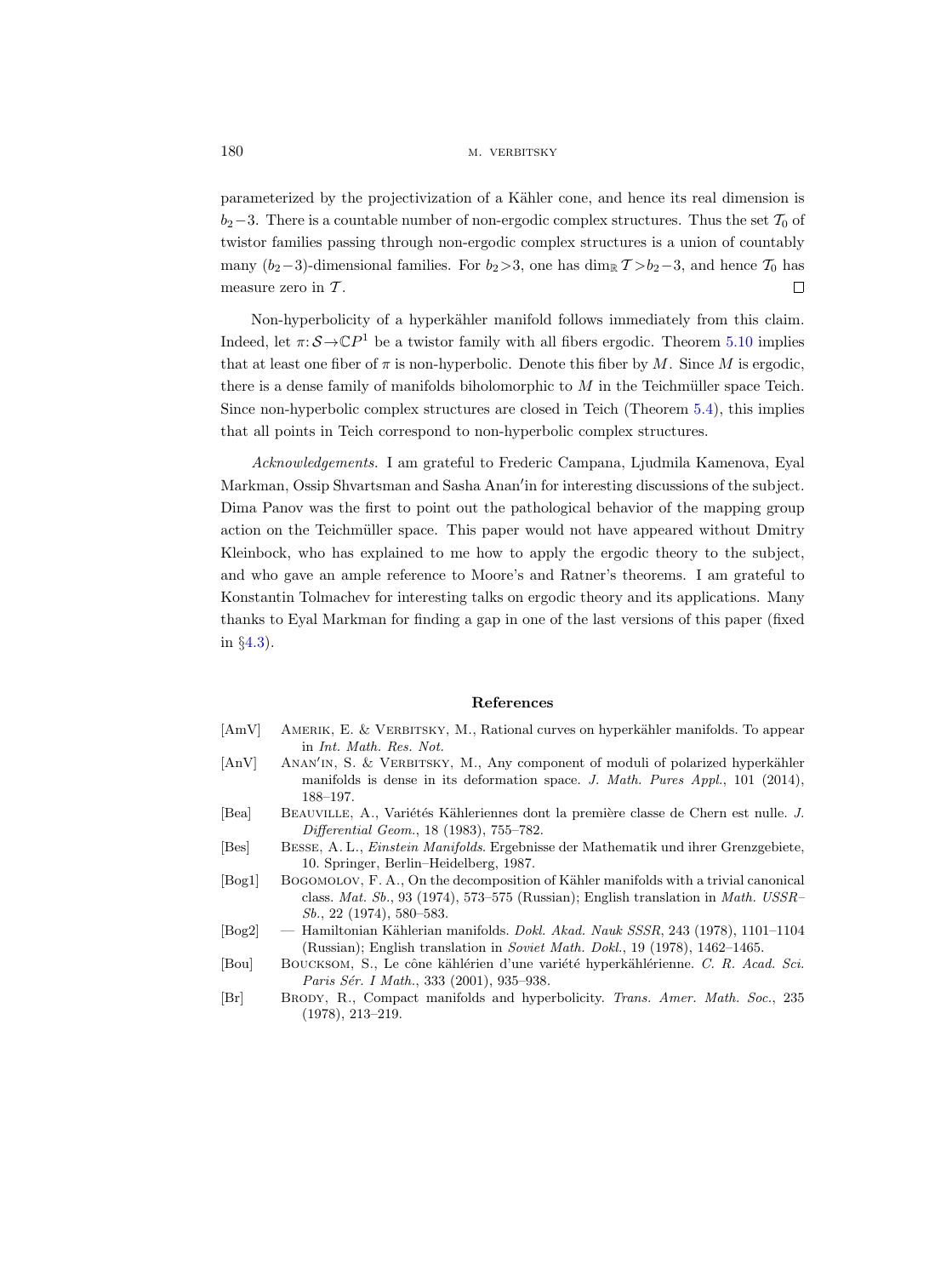parameterized by the projectivization of a Kähler cone, and hence its real dimension is $b_2-3$. There is a countable number of non-ergodic complex structures. Thus the set $\mathcal{T}_0$ of twistor families passing through non-ergodic complex structures is a union of countably many $(b_2-3)$-dimensional families. For $b_2>3$, one has $\dim_{\mathbb{R}} \mathcal{T} > b_2-3$, and hence $\mathcal{T}_0$ has measure zero in $\mathcal{T}$. $\square$

Non-hyperbolicity of a hyperkähler manifold follows immediately from this claim. Indeed, let $\pi: \mathcal{S} \to \mathbb{C}P^1$ be a twistor family with all fibers ergodic. Theorem 5.10 implies that at least one fiber of $\pi$ is non-hyperbolic. Denote this fiber by $M$. Since $M$ is ergodic, there is a dense family of manifolds biholomorphic to $M$ in the Teichmüller space Teich. Since non-hyperbolic complex structures are closed in Teich (Theorem 5.4), this implies that all points in Teich correspond to non-hyperbolic complex structures.

*Acknowledgements.* I am grateful to Frederic Campana, Ljudmila Kamenova, Eyal Markman, Ossip Shvartsman and Sasha Anan′in for interesting discussions of the subject. Dima Panov was the first to point out the pathological behavior of the mapping group action on the Teichmüller space. This paper would not have appeared without Dmitry Kleinbock, who has explained to me how to apply the ergodic theory to the subject, and who gave an ample reference to Moore's and Ratner's theorems. I am grateful to Konstantin Tolmachev for interesting talks on ergodic theory and its applications. Many thanks to Eyal Markman for finding a gap in one of the last versions of this paper (fixed in §4.3).

## References

[AmV] Amerik, E. & Verbitsky, M., Rational curves on hyperkähler manifolds. To appear in *Int. Math. Res. Not.*

[AnV] Anan′in, S. & Verbitsky, M., Any component of moduli of polarized hyperkähler manifolds is dense in its deformation space. *J. Math. Pures Appl.*, 101 (2014), 188–197.

[Bea] Beauville, A., Variétés Kähleriennes dont la première classe de Chern est nulle. *J. Differential Geom.*, 18 (1983), 755–782.

[Bes] Besse, A. L., *Einstein Manifolds*. Ergebnisse der Mathematik und ihrer Grenzgebiete, 10. Springer, Berlin–Heidelberg, 1987.

[Bog1] Bogomolov, F. A., On the decomposition of Kähler manifolds with a trivial canonical class. *Mat. Sb.*, 93 (1974), 573–575 (Russian); English translation in *Math. USSR–Sb.*, 22 (1974), 580–583.

[Bog2] — Hamiltonian Kählerian manifolds. *Dokl. Akad. Nauk SSSR*, 243 (1978), 1101–1104 (Russian); English translation in *Soviet Math. Dokl.*, 19 (1978), 1462–1465.

[Bou] Boucksom, S., Le cône kählérien d'une variété hyperkählérienne. *C. R. Acad. Sci. Paris Sér. I Math.*, 333 (2001), 935–938.

[Br] Brody, R., Compact manifolds and hyperbolicity. *Trans. Amer. Math. Soc.*, 235 (1978), 213–219.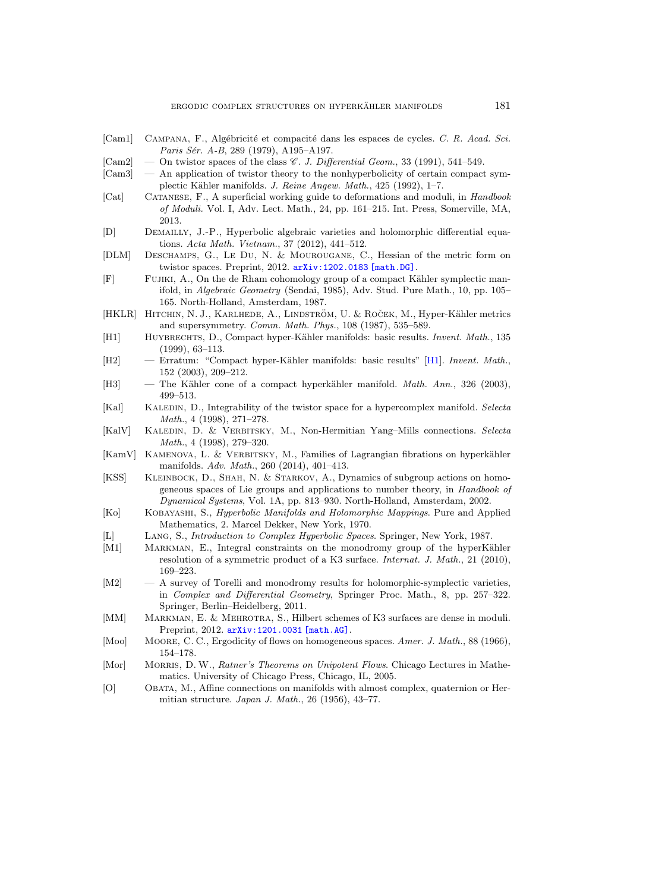[Cam1] Campana, F., Algébricité et compacité dans les espaces de cycles. *C. R. Acad. Sci. Paris Sér. A-B*, 289 (1979), A195–A197.

[Cam2] — On twistor spaces of the class $\mathscr{C}$. *J. Differential Geom.*, 33 (1991), 541–549.

[Cam3] — An application of twistor theory to the nonhyperbolicity of certain compact symplectic Kähler manifolds. *J. Reine Angew. Math.*, 425 (1992), 1–7.

[Cat] Catanese, F., A superficial working guide to deformations and moduli, in *Handbook of Moduli*. Vol. I, Adv. Lect. Math., 24, pp. 161–215. Int. Press, Somerville, MA, 2013.

[D] Demailly, J.-P., Hyperbolic algebraic varieties and holomorphic differential equations. *Acta Math. Vietnam.*, 37 (2012), 441–512.

[DLM] Deschamps, G., Le Du, N. & Mourougane, C., Hessian of the metric form on twistor spaces. Preprint, 2012. arXiv:1202.0183 [math.DG].

[F] Fujiki, A., On the de Rham cohomology group of a compact Kähler symplectic manifold, in *Algebraic Geometry* (Sendai, 1985), Adv. Stud. Pure Math., 10, pp. 105–165. North-Holland, Amsterdam, 1987.

[HKLR] Hitchin, N. J., Karlhede, A., Lindström, U. & Roček, M., Hyper-Kähler metrics and supersymmetry. *Comm. Math. Phys.*, 108 (1987), 535–589.

[H1] Huybrechts, D., Compact hyper-Kähler manifolds: basic results. *Invent. Math.*, 135 (1999), 63–113.

[H2] — Erratum: "Compact hyper-Kähler manifolds: basic results" [H1]. *Invent. Math.*, 152 (2003), 209–212.

[H3] — The Kähler cone of a compact hyperkähler manifold. *Math. Ann.*, 326 (2003), 499–513.

[Kal] Kaledin, D., Integrability of the twistor space for a hypercomplex manifold. *Selecta Math.*, 4 (1998), 271–278.

[KalV] Kaledin, D. & Verbitsky, M., Non-Hermitian Yang–Mills connections. *Selecta Math.*, 4 (1998), 279–320.

[KamV] Kamenova, L. & Verbitsky, M., Families of Lagrangian fibrations on hyperkähler manifolds. *Adv. Math.*, 260 (2014), 401–413.

[KSS] Kleinbock, D., Shah, N. & Starkov, A., Dynamics of subgroup actions on homogeneous spaces of Lie groups and applications to number theory, in *Handbook of Dynamical Systems*, Vol. 1A, pp. 813–930. North-Holland, Amsterdam, 2002.

[Ko] Kobayashi, S., *Hyperbolic Manifolds and Holomorphic Mappings*. Pure and Applied Mathematics, 2. Marcel Dekker, New York, 1970.

[L] Lang, S., *Introduction to Complex Hyperbolic Spaces*. Springer, New York, 1987.

[M1] Markman, E., Integral constraints on the monodromy group of the hyperKähler resolution of a symmetric product of a K3 surface. *Internat. J. Math.*, 21 (2010), 169–223.

[M2] — A survey of Torelli and monodromy results for holomorphic-symplectic varieties, in *Complex and Differential Geometry*, Springer Proc. Math., 8, pp. 257–322. Springer, Berlin–Heidelberg, 2011.

[MM] Markman, E. & Mehrotra, S., Hilbert schemes of K3 surfaces are dense in moduli. Preprint, 2012. arXiv:1201.0031 [math.AG].

[Moo] Moore, C. C., Ergodicity of flows on homogeneous spaces. *Amer. J. Math.*, 88 (1966), 154–178.

[Mor] Morris, D. W., *Ratner's Theorems on Unipotent Flows*. Chicago Lectures in Mathematics. University of Chicago Press, Chicago, IL, 2005.

[O] Obata, M., Affine connections on manifolds with almost complex, quaternion or Hermitian structure. *Japan J. Math.*, 26 (1956), 43–77.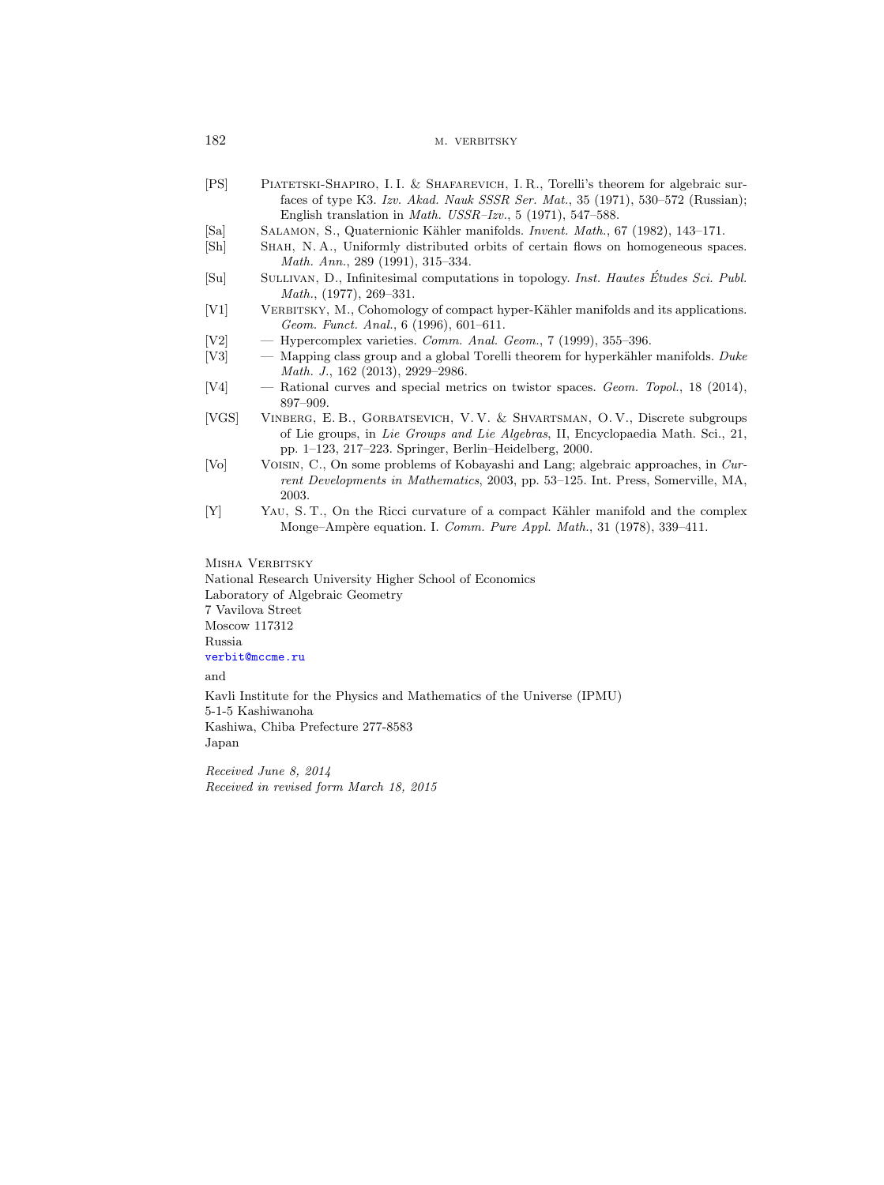[PS] Piatetski-Shapiro, I. I. & Shafarevich, I. R., Torelli's theorem for algebraic surfaces of type K3. *Izv. Akad. Nauk SSSR Ser. Mat.*, 35 (1971), 530–572 (Russian); English translation in *Math. USSR–Izv.*, 5 (1971), 547–588.

[Sa] Salamon, S., Quaternionic Kähler manifolds. *Invent. Math.*, 67 (1982), 143–171.

[Sh] Shah, N. A., Uniformly distributed orbits of certain flows on homogeneous spaces. *Math. Ann.*, 289 (1991), 315–334.

[Su] Sullivan, D., Infinitesimal computations in topology. *Inst. Hautes Études Sci. Publ. Math.*, (1977), 269–331.

[V1] Verbitsky, M., Cohomology of compact hyper-Kähler manifolds and its applications. *Geom. Funct. Anal.*, 6 (1996), 601–611.

[V2] — Hypercomplex varieties. *Comm. Anal. Geom.*, 7 (1999), 355–396.

[V3] — Mapping class group and a global Torelli theorem for hyperkähler manifolds. *Duke Math. J.*, 162 (2013), 2929–2986.

[V4] — Rational curves and special metrics on twistor spaces. *Geom. Topol.*, 18 (2014), 897–909.

[VGS] Vinberg, E. B., Gorbatsevich, V. V. & Shvartsman, O. V., Discrete subgroups of Lie groups, in *Lie Groups and Lie Algebras*, II, Encyclopaedia Math. Sci., 21, pp. 1–123, 217–223. Springer, Berlin–Heidelberg, 2000.

[Vo] Voisin, C., On some problems of Kobayashi and Lang; algebraic approaches, in *Current Developments in Mathematics*, 2003, pp. 53–125. Int. Press, Somerville, MA, 2003.

[Y] Yau, S. T., On the Ricci curvature of a compact Kähler manifold and the complex Monge–Ampère equation. I. *Comm. Pure Appl. Math.*, 31 (1978), 339–411.

Misha Verbitsky
National Research University Higher School of Economics
Laboratory of Algebraic Geometry
7 Vavilova Street
Moscow 117312
Russia
verbit@mccme.ru

and

Kavli Institute for the Physics and Mathematics of the Universe (IPMU)
5-1-5 Kashiwanoha
Kashiwa, Chiba Prefecture 277-8583
Japan

*Received June 8, 2014*
*Received in revised form March 18, 2015*